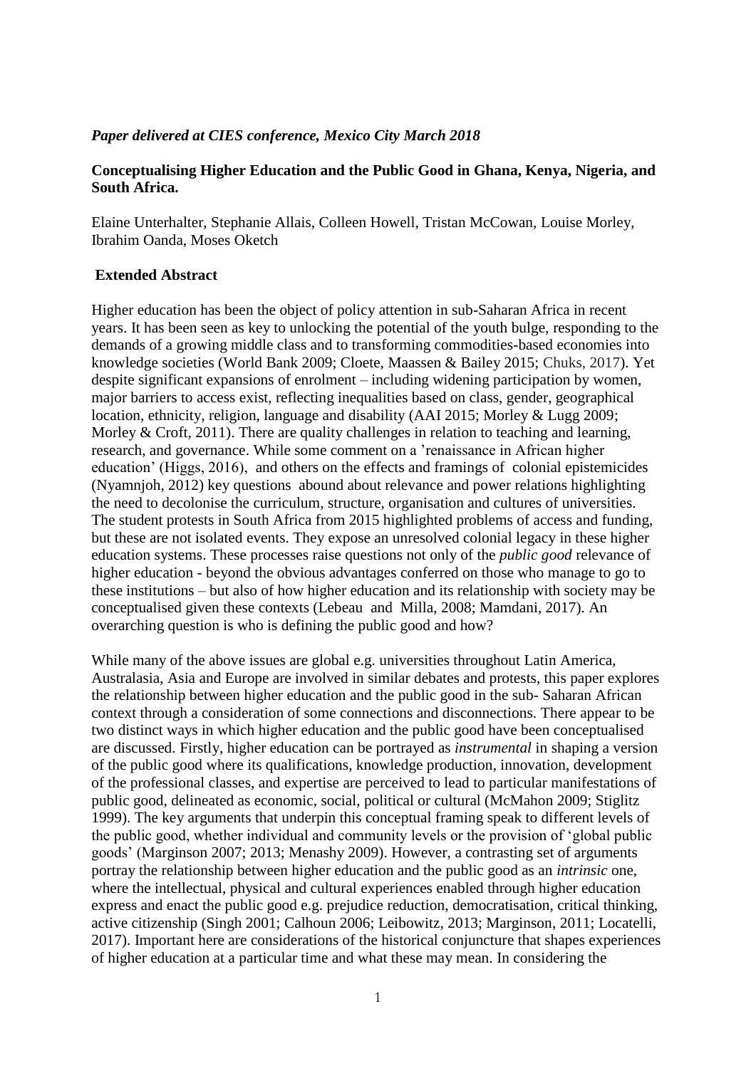*Paper delivered at CIES conference, Mexico City March 2018*

**Conceptualising Higher Education and the Public Good in Ghana, Kenya, Nigeria, and South Africa.**

Elaine Unterhalter, Stephanie Allais, Colleen Howell, Tristan McCowan, Louise Morley, Ibrahim Oanda, Moses Oketch

## Extended Abstract

Higher education has been the object of policy attention in sub-Saharan Africa in recent years. It has been seen as key to unlocking the potential of the youth bulge, responding to the demands of a growing middle class and to transforming commodities-based economies into knowledge societies (World Bank 2009; Cloete, Maassen & Bailey 2015; Chuks, 2017). Yet despite significant expansions of enrolment – including widening participation by women, major barriers to access exist, reflecting inequalities based on class, gender, geographical location, ethnicity, religion, language and disability (AAI 2015; Morley & Lugg 2009; Morley & Croft, 2011). There are quality challenges in relation to teaching and learning, research, and governance. While some comment on a 'renaissance in African higher education' (Higgs, 2016), and others on the effects and framings of colonial epistemicides (Nyamnjoh, 2012) key questions abound about relevance and power relations highlighting the need to decolonise the curriculum, structure, organisation and cultures of universities. The student protests in South Africa from 2015 highlighted problems of access and funding, but these are not isolated events. They expose an unresolved colonial legacy in these higher education systems. These processes raise questions not only of the *public good* relevance of higher education - beyond the obvious advantages conferred on those who manage to go to these institutions – but also of how higher education and its relationship with society may be conceptualised given these contexts (Lebeau and Milla, 2008; Mamdani, 2017). An overarching question is who is defining the public good and how?

While many of the above issues are global e.g. universities throughout Latin America, Australasia, Asia and Europe are involved in similar debates and protests, this paper explores the relationship between higher education and the public good in the sub- Saharan African context through a consideration of some connections and disconnections. There appear to be two distinct ways in which higher education and the public good have been conceptualised are discussed. Firstly, higher education can be portrayed as *instrumental* in shaping a version of the public good where its qualifications, knowledge production, innovation, development of the professional classes, and expertise are perceived to lead to particular manifestations of public good, delineated as economic, social, political or cultural (McMahon 2009; Stiglitz 1999). The key arguments that underpin this conceptual framing speak to different levels of the public good, whether individual and community levels or the provision of 'global public goods' (Marginson 2007; 2013; Menashy 2009). However, a contrasting set of arguments portray the relationship between higher education and the public good as an *intrinsic* one, where the intellectual, physical and cultural experiences enabled through higher education express and enact the public good e.g. prejudice reduction, democratisation, critical thinking, active citizenship (Singh 2001; Calhoun 2006; Leibowitz, 2013; Marginson, 2011; Locatelli, 2017). Important here are considerations of the historical conjuncture that shapes experiences of higher education at a particular time and what these may mean. In considering the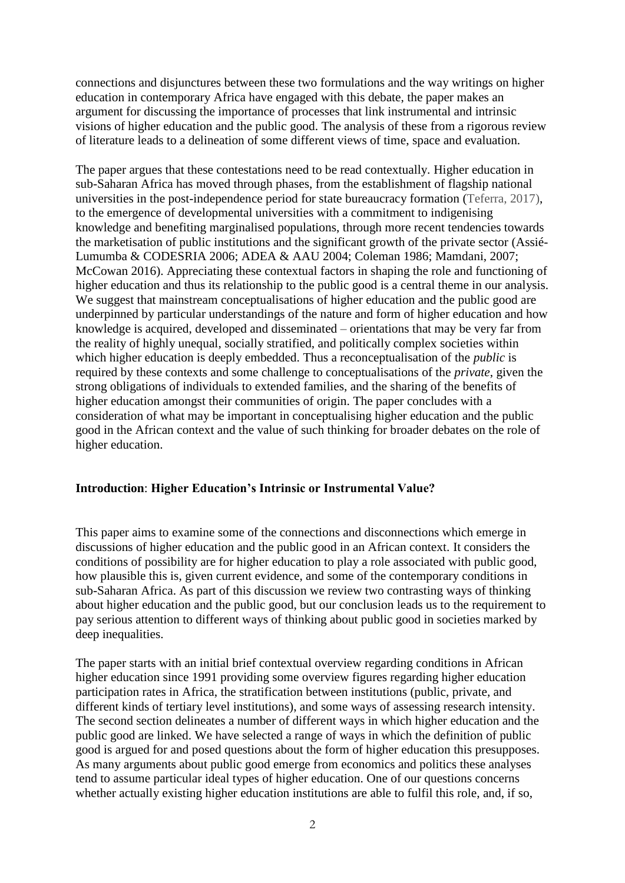connections and disjunctures between these two formulations and the way writings on higher education in contemporary Africa have engaged with this debate, the paper makes an argument for discussing the importance of processes that link instrumental and intrinsic visions of higher education and the public good. The analysis of these from a rigorous review of literature leads to a delineation of some different views of time, space and evaluation.

The paper argues that these contestations need to be read contextually. Higher education in sub-Saharan Africa has moved through phases, from the establishment of flagship national universities in the post-independence period for state bureaucracy formation (Teferra, 2017), to the emergence of developmental universities with a commitment to indigenising knowledge and benefiting marginalised populations, through more recent tendencies towards the marketisation of public institutions and the significant growth of the private sector (Assié-Lumumba & CODESRIA 2006; ADEA & AAU 2004; Coleman 1986; Mamdani, 2007; McCowan 2016). Appreciating these contextual factors in shaping the role and functioning of higher education and thus its relationship to the public good is a central theme in our analysis. We suggest that mainstream conceptualisations of higher education and the public good are underpinned by particular understandings of the nature and form of higher education and how knowledge is acquired, developed and disseminated – orientations that may be very far from the reality of highly unequal, socially stratified, and politically complex societies within which higher education is deeply embedded. Thus a reconceptualisation of the *public* is required by these contexts and some challenge to conceptualisations of the *private*, given the strong obligations of individuals to extended families, and the sharing of the benefits of higher education amongst their communities of origin. The paper concludes with a consideration of what may be important in conceptualising higher education and the public good in the African context and the value of such thinking for broader debates on the role of higher education.

## **Introduction**: **Higher Education's Intrinsic or Instrumental Value?**

This paper aims to examine some of the connections and disconnections which emerge in discussions of higher education and the public good in an African context. It considers the conditions of possibility are for higher education to play a role associated with public good, how plausible this is, given current evidence, and some of the contemporary conditions in sub-Saharan Africa. As part of this discussion we review two contrasting ways of thinking about higher education and the public good, but our conclusion leads us to the requirement to pay serious attention to different ways of thinking about public good in societies marked by deep inequalities.

The paper starts with an initial brief contextual overview regarding conditions in African higher education since 1991 providing some overview figures regarding higher education participation rates in Africa, the stratification between institutions (public, private, and different kinds of tertiary level institutions), and some ways of assessing research intensity. The second section delineates a number of different ways in which higher education and the public good are linked. We have selected a range of ways in which the definition of public good is argued for and posed questions about the form of higher education this presupposes. As many arguments about public good emerge from economics and politics these analyses tend to assume particular ideal types of higher education. One of our questions concerns whether actually existing higher education institutions are able to fulfil this role, and, if so,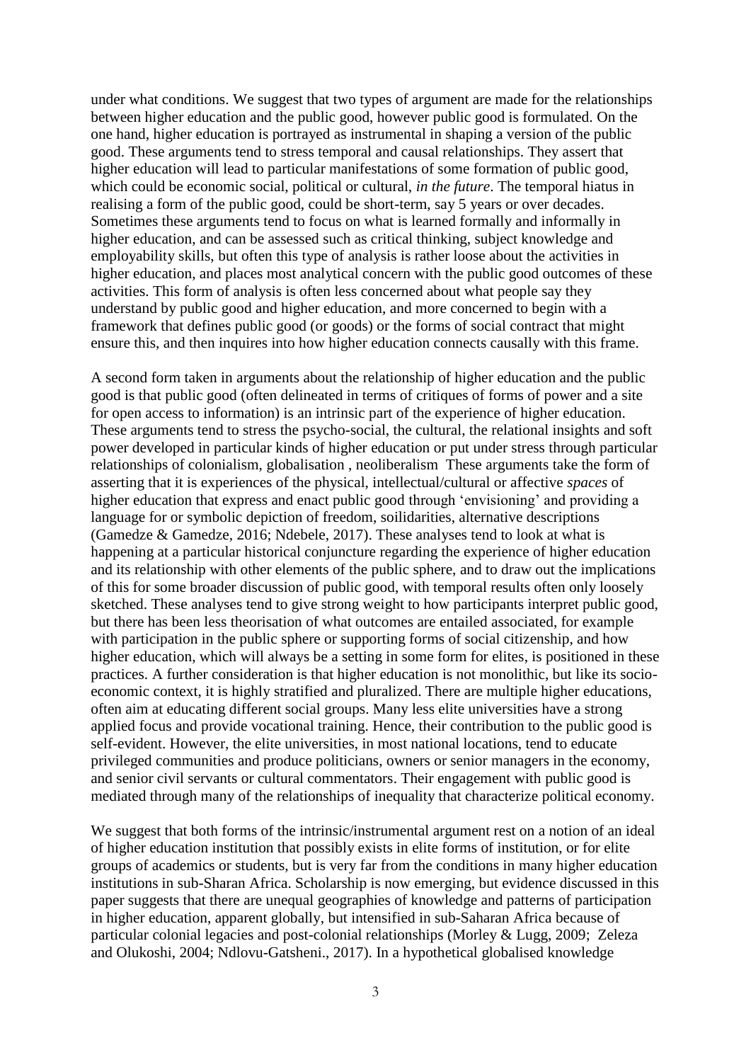under what conditions. We suggest that two types of argument are made for the relationships between higher education and the public good, however public good is formulated. On the one hand, higher education is portrayed as instrumental in shaping a version of the public good. These arguments tend to stress temporal and causal relationships. They assert that higher education will lead to particular manifestations of some formation of public good, which could be economic social, political or cultural, *in the future*. The temporal hiatus in realising a form of the public good, could be short-term, say 5 years or over decades. Sometimes these arguments tend to focus on what is learned formally and informally in higher education, and can be assessed such as critical thinking, subject knowledge and employability skills, but often this type of analysis is rather loose about the activities in higher education, and places most analytical concern with the public good outcomes of these activities. This form of analysis is often less concerned about what people say they understand by public good and higher education, and more concerned to begin with a framework that defines public good (or goods) or the forms of social contract that might ensure this, and then inquires into how higher education connects causally with this frame.

A second form taken in arguments about the relationship of higher education and the public good is that public good (often delineated in terms of critiques of forms of power and a site for open access to information) is an intrinsic part of the experience of higher education. These arguments tend to stress the psycho-social, the cultural, the relational insights and soft power developed in particular kinds of higher education or put under stress through particular relationships of colonialism, globalisation , neoliberalism These arguments take the form of asserting that it is experiences of the physical, intellectual/cultural or affective *spaces* of higher education that express and enact public good through 'envisioning' and providing a language for or symbolic depiction of freedom, soilidarities, alternative descriptions (Gamedze & Gamedze, 2016; Ndebele, 2017). These analyses tend to look at what is happening at a particular historical conjuncture regarding the experience of higher education and its relationship with other elements of the public sphere, and to draw out the implications of this for some broader discussion of public good, with temporal results often only loosely sketched. These analyses tend to give strong weight to how participants interpret public good, but there has been less theorisation of what outcomes are entailed associated, for example with participation in the public sphere or supporting forms of social citizenship, and how higher education, which will always be a setting in some form for elites, is positioned in these practices. A further consideration is that higher education is not monolithic, but like its socio-economic context, it is highly stratified and pluralized. There are multiple higher educations, often aim at educating different social groups. Many less elite universities have a strong applied focus and provide vocational training. Hence, their contribution to the public good is self-evident. However, the elite universities, in most national locations, tend to educate privileged communities and produce politicians, owners or senior managers in the economy, and senior civil servants or cultural commentators. Their engagement with public good is mediated through many of the relationships of inequality that characterize political economy.

We suggest that both forms of the intrinsic/instrumental argument rest on a notion of an ideal of higher education institution that possibly exists in elite forms of institution, or for elite groups of academics or students, but is very far from the conditions in many higher education institutions in sub-Sharan Africa. Scholarship is now emerging, but evidence discussed in this paper suggests that there are unequal geographies of knowledge and patterns of participation in higher education, apparent globally, but intensified in sub-Saharan Africa because of particular colonial legacies and post-colonial relationships (Morley & Lugg, 2009; Zeleza and Olukoshi, 2004; Ndlovu-Gatsheni., 2017). In a hypothetical globalised knowledge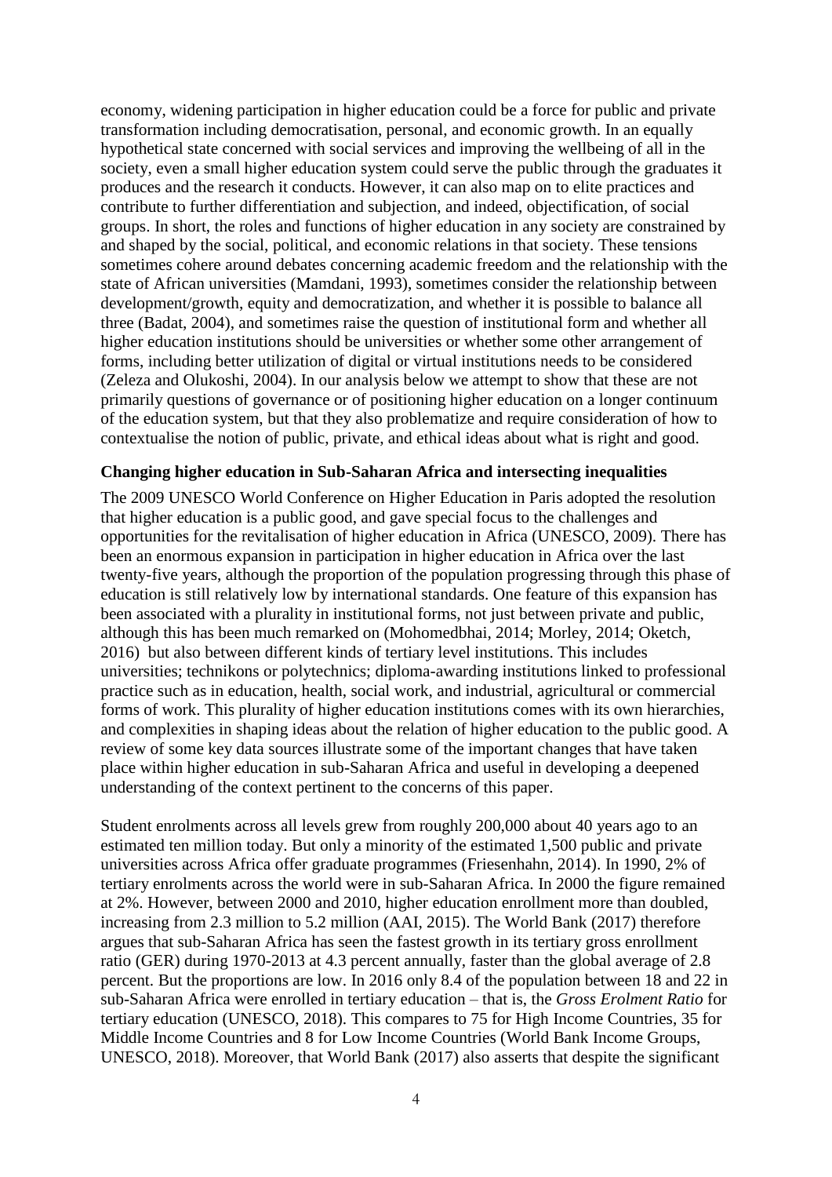economy, widening participation in higher education could be a force for public and private transformation including democratisation, personal, and economic growth. In an equally hypothetical state concerned with social services and improving the wellbeing of all in the society, even a small higher education system could serve the public through the graduates it produces and the research it conducts. However, it can also map on to elite practices and contribute to further differentiation and subjection, and indeed, objectification, of social groups. In short, the roles and functions of higher education in any society are constrained by and shaped by the social, political, and economic relations in that society. These tensions sometimes cohere around debates concerning academic freedom and the relationship with the state of African universities (Mamdani, 1993), sometimes consider the relationship between development/growth, equity and democratization, and whether it is possible to balance all three (Badat, 2004), and sometimes raise the question of institutional form and whether all higher education institutions should be universities or whether some other arrangement of forms, including better utilization of digital or virtual institutions needs to be considered (Zeleza and Olukoshi, 2004). In our analysis below we attempt to show that these are not primarily questions of governance or of positioning higher education on a longer continuum of the education system, but that they also problematize and require consideration of how to contextualise the notion of public, private, and ethical ideas about what is right and good.

**Changing higher education in Sub-Saharan Africa and intersecting inequalities**

The 2009 UNESCO World Conference on Higher Education in Paris adopted the resolution that higher education is a public good, and gave special focus to the challenges and opportunities for the revitalisation of higher education in Africa (UNESCO, 2009). There has been an enormous expansion in participation in higher education in Africa over the last twenty-five years, although the proportion of the population progressing through this phase of education is still relatively low by international standards. One feature of this expansion has been associated with a plurality in institutional forms, not just between private and public, although this has been much remarked on (Mohomedbhai, 2014; Morley, 2014; Oketch, 2016) but also between different kinds of tertiary level institutions. This includes universities; technikons or polytechnics; diploma-awarding institutions linked to professional practice such as in education, health, social work, and industrial, agricultural or commercial forms of work. This plurality of higher education institutions comes with its own hierarchies, and complexities in shaping ideas about the relation of higher education to the public good. A review of some key data sources illustrate some of the important changes that have taken place within higher education in sub-Saharan Africa and useful in developing a deepened understanding of the context pertinent to the concerns of this paper.

Student enrolments across all levels grew from roughly 200,000 about 40 years ago to an estimated ten million today. But only a minority of the estimated 1,500 public and private universities across Africa offer graduate programmes (Friesenhahn, 2014). In 1990, 2% of tertiary enrolments across the world were in sub-Saharan Africa. In 2000 the figure remained at 2%. However, between 2000 and 2010, higher education enrollment more than doubled, increasing from 2.3 million to 5.2 million (AAI, 2015). The World Bank (2017) therefore argues that sub-Saharan Africa has seen the fastest growth in its tertiary gross enrollment ratio (GER) during 1970-2013 at 4.3 percent annually, faster than the global average of 2.8 percent. But the proportions are low. In 2016 only 8.4 of the population between 18 and 22 in sub-Saharan Africa were enrolled in tertiary education – that is, the *Gross Erolment Ratio* for tertiary education (UNESCO, 2018). This compares to 75 for High Income Countries, 35 for Middle Income Countries and 8 for Low Income Countries (World Bank Income Groups, UNESCO, 2018). Moreover, that World Bank (2017) also asserts that despite the significant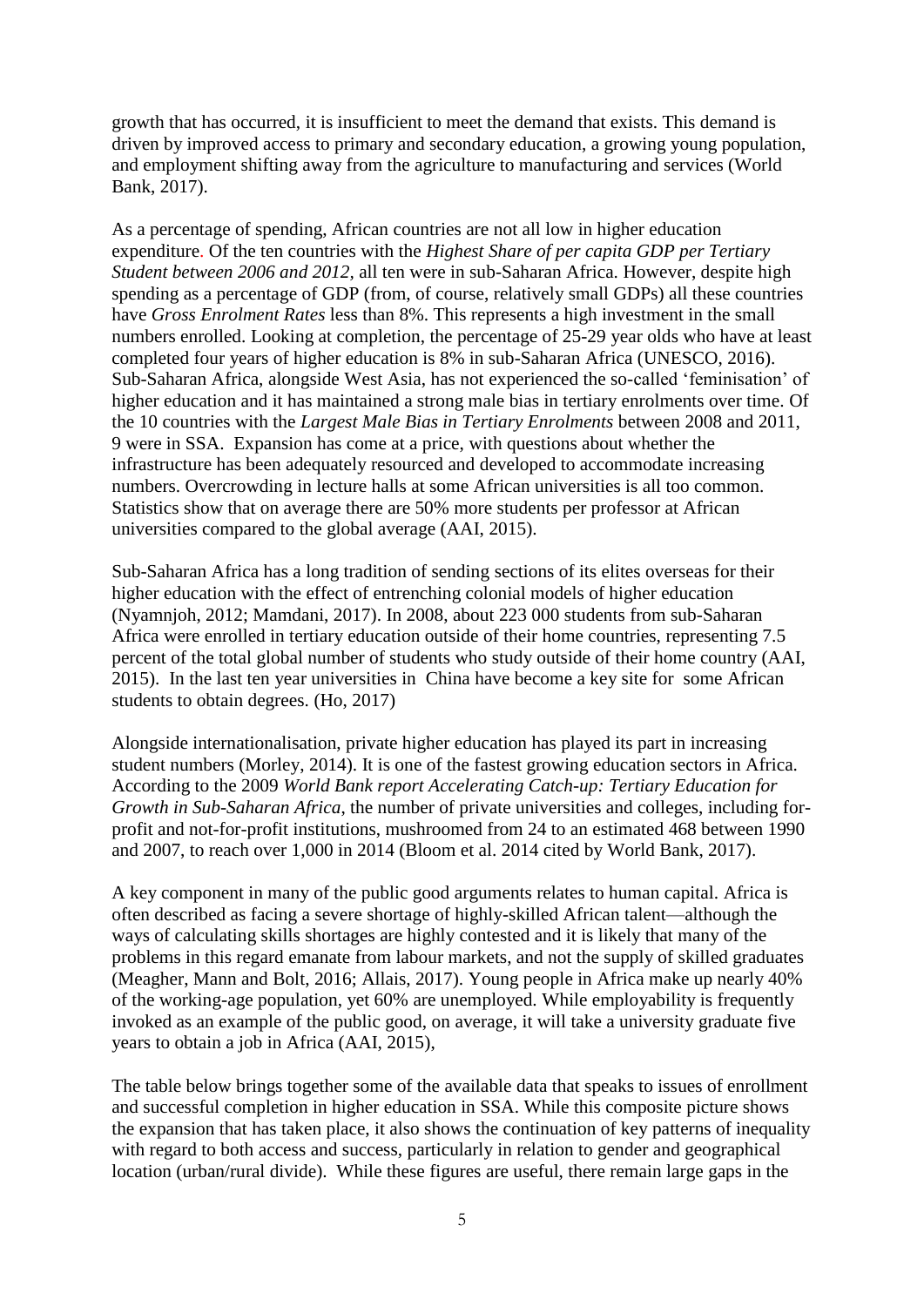growth that has occurred, it is insufficient to meet the demand that exists. This demand is driven by improved access to primary and secondary education, a growing young population, and employment shifting away from the agriculture to manufacturing and services (World Bank, 2017).

As a percentage of spending, African countries are not all low in higher education expenditure. Of the ten countries with the *Highest Share of per capita GDP per Tertiary Student between 2006 and 2012*, all ten were in sub-Saharan Africa. However, despite high spending as a percentage of GDP (from, of course, relatively small GDPs) all these countries have *Gross Enrolment Rates* less than 8%. This represents a high investment in the small numbers enrolled. Looking at completion, the percentage of 25-29 year olds who have at least completed four years of higher education is 8% in sub-Saharan Africa (UNESCO, 2016). Sub-Saharan Africa, alongside West Asia, has not experienced the so-called 'feminisation' of higher education and it has maintained a strong male bias in tertiary enrolments over time. Of the 10 countries with the *Largest Male Bias in Tertiary Enrolments* between 2008 and 2011, 9 were in SSA. Expansion has come at a price, with questions about whether the infrastructure has been adequately resourced and developed to accommodate increasing numbers. Overcrowding in lecture halls at some African universities is all too common. Statistics show that on average there are 50% more students per professor at African universities compared to the global average (AAI, 2015).

Sub-Saharan Africa has a long tradition of sending sections of its elites overseas for their higher education with the effect of entrenching colonial models of higher education (Nyamnjoh, 2012; Mamdani, 2017). In 2008, about 223 000 students from sub-Saharan Africa were enrolled in tertiary education outside of their home countries, representing 7.5 percent of the total global number of students who study outside of their home country (AAI, 2015). In the last ten year universities in China have become a key site for some African students to obtain degrees. (Ho, 2017)

Alongside internationalisation, private higher education has played its part in increasing student numbers (Morley, 2014). It is one of the fastest growing education sectors in Africa. According to the 2009 *World Bank report Accelerating Catch-up: Tertiary Education for Growth in Sub-Saharan Africa*, the number of private universities and colleges, including for-profit and not-for-profit institutions, mushroomed from 24 to an estimated 468 between 1990 and 2007, to reach over 1,000 in 2014 (Bloom et al. 2014 cited by World Bank, 2017).

A key component in many of the public good arguments relates to human capital. Africa is often described as facing a severe shortage of highly-skilled African talent—although the ways of calculating skills shortages are highly contested and it is likely that many of the problems in this regard emanate from labour markets, and not the supply of skilled graduates (Meagher, Mann and Bolt, 2016; Allais, 2017). Young people in Africa make up nearly 40% of the working-age population, yet 60% are unemployed. While employability is frequently invoked as an example of the public good, on average, it will take a university graduate five years to obtain a job in Africa (AAI, 2015),

The table below brings together some of the available data that speaks to issues of enrollment and successful completion in higher education in SSA. While this composite picture shows the expansion that has taken place, it also shows the continuation of key patterns of inequality with regard to both access and success, particularly in relation to gender and geographical location (urban/rural divide). While these figures are useful, there remain large gaps in the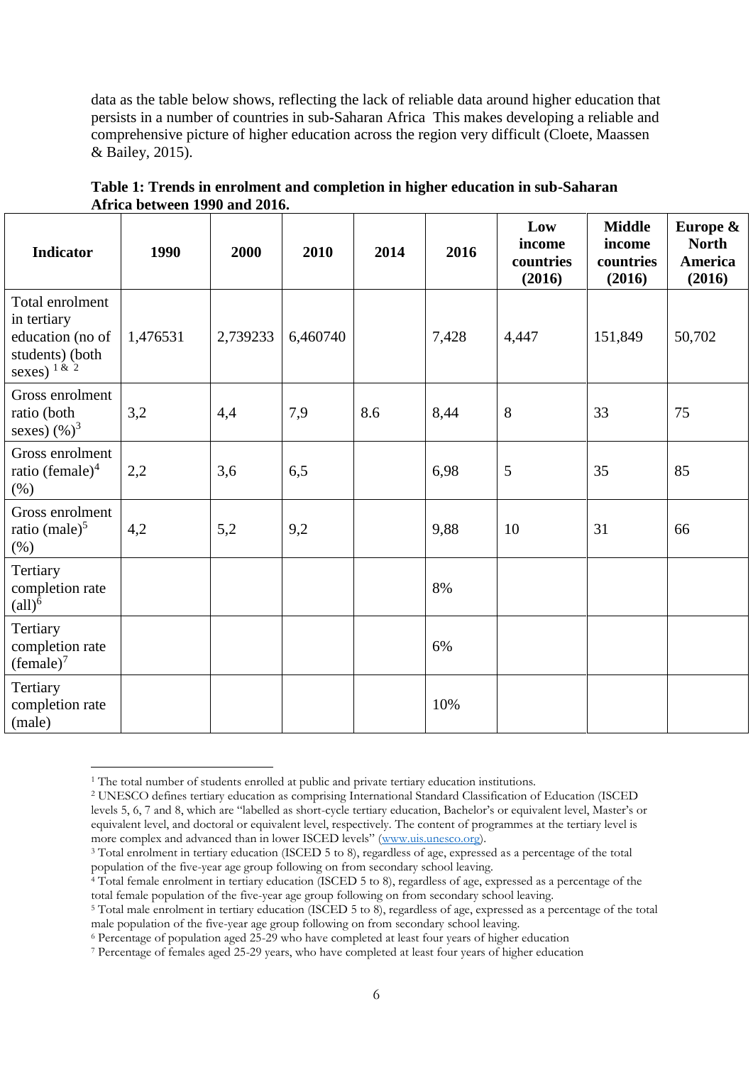data as the table below shows, reflecting the lack of reliable data around higher education that persists in a number of countries in sub-Saharan Africa This makes developing a reliable and comprehensive picture of higher education across the region very difficult (Cloete, Maassen & Bailey, 2015).

**Table 1: Trends in enrolment and completion in higher education in sub-Saharan Africa between 1990 and 2016.**

| Indicator | 1990 | 2000 | 2010 | 2014 | 2016 | Low income countries (2016) | Middle income countries (2016) | Europe & North America (2016) |
|---|---|---|---|---|---|---|---|---|
| Total enrolment in tertiary education (no of students) (both sexes) [1 & 2] | 1,476531 | 2,739233 | 6,460740 | | 7,428 | 4,447 | 151,849 | 50,702 |
| Gross enrolment ratio (both sexes) (%)[3] | 3,2 | 4,4 | 7,9 | 8.6 | 8,44 | 8 | 33 | 75 |
| Gross enrolment ratio (female)[4] (%) | 2,2 | 3,6 | 6,5 | | 6,98 | 5 | 35 | 85 |
| Gross enrolment ratio (male)[5] (%) | 4,2 | 5,2 | 9,2 | | 9,88 | 10 | 31 | 66 |
| Tertiary completion rate (all)[6] | | | | | 8% | | | |
| Tertiary completion rate (female)[7] | | | | | 6% | | | |
| Tertiary completion rate (male) | | | | | 10% | | | |

[1] The total number of students enrolled at public and private tertiary education institutions.

[2] UNESCO defines tertiary education as comprising International Standard Classification of Education (ISCED levels 5, 6, 7 and 8, which are "labelled as short-cycle tertiary education, Bachelor's or equivalent level, Master's or equivalent level, and doctoral or equivalent level, respectively. The content of programmes at the tertiary level is more complex and advanced than in lower ISCED levels" (www.uis.unesco.org).

[3] Total enrolment in tertiary education (ISCED 5 to 8), regardless of age, expressed as a percentage of the total population of the five-year age group following on from secondary school leaving.

[4] Total female enrolment in tertiary education (ISCED 5 to 8), regardless of age, expressed as a percentage of the total female population of the five-year age group following on from secondary school leaving.

[5] Total male enrolment in tertiary education (ISCED 5 to 8), regardless of age, expressed as a percentage of the total male population of the five-year age group following on from secondary school leaving.

[6] Percentage of population aged 25-29 who have completed at least four years of higher education

[7] Percentage of females aged 25-29 years, who have completed at least four years of higher education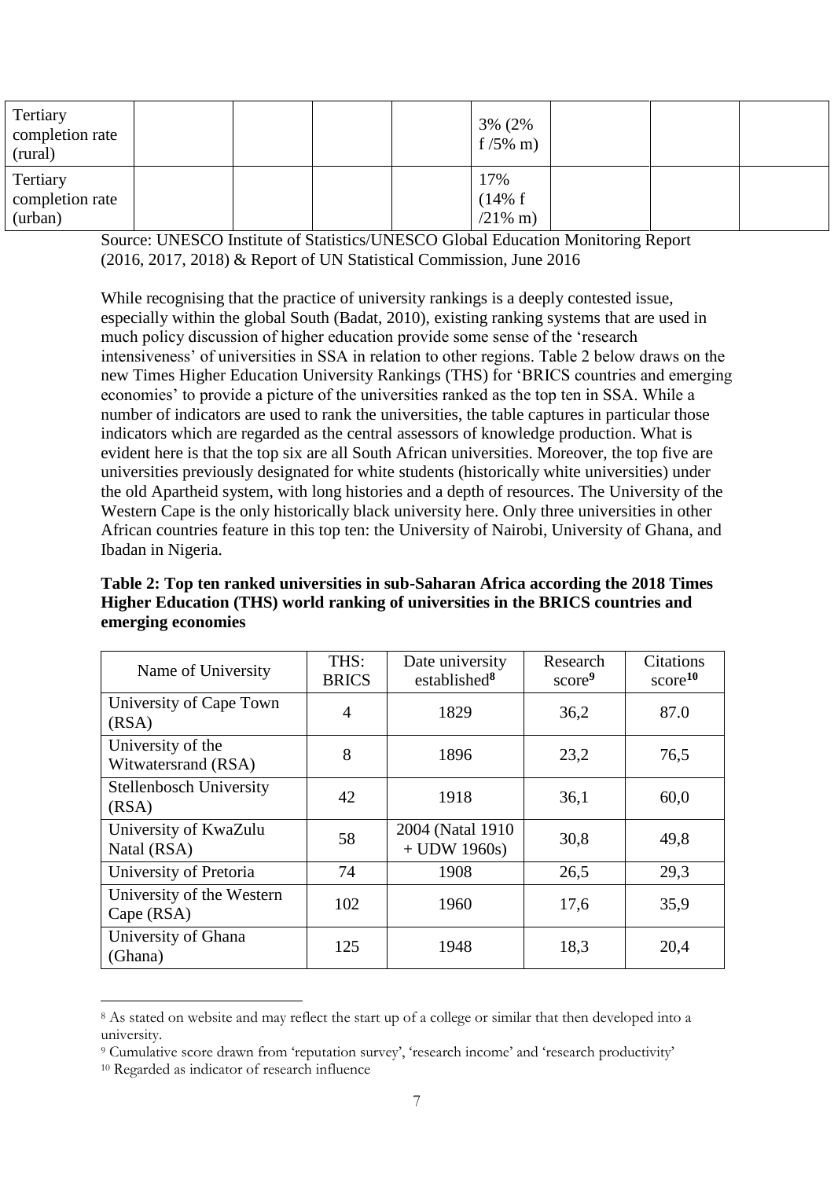| Tertiary completion rate (rural) | | | | | 3% (2% f /5% m) | | | |
|---|---|---|---|---|---|---|---|---|
| Tertiary completion rate (urban) | | | | | 17% (14% f /21% m) | | | |

Source: UNESCO Institute of Statistics/UNESCO Global Education Monitoring Report (2016, 2017, 2018) & Report of UN Statistical Commission, June 2016

While recognising that the practice of university rankings is a deeply contested issue, especially within the global South (Badat, 2010), existing ranking systems that are used in much policy discussion of higher education provide some sense of the 'research intensiveness' of universities in SSA in relation to other regions. Table 2 below draws on the new Times Higher Education University Rankings (THS) for 'BRICS countries and emerging economies' to provide a picture of the universities ranked as the top ten in SSA. While a number of indicators are used to rank the universities, the table captures in particular those indicators which are regarded as the central assessors of knowledge production. What is evident here is that the top six are all South African universities. Moreover, the top five are universities previously designated for white students (historically white universities) under the old Apartheid system, with long histories and a depth of resources. The University of the Western Cape is the only historically black university here. Only three universities in other African countries feature in this top ten: the University of Nairobi, University of Ghana, and Ibadan in Nigeria.

**Table 2: Top ten ranked universities in sub-Saharan Africa according the 2018 Times Higher Education (THS) world ranking of universities in the BRICS countries and emerging economies**

| Name of University | THS: BRICS | Date university established[8] | Research score[9] | Citations score[10] |
|---|---|---|---|---|
| University of Cape Town (RSA) | 4 | 1829 | 36,2 | 87.0 |
| University of the Witwatersrand (RSA) | 8 | 1896 | 23,2 | 76,5 |
| Stellenbosch University (RSA) | 42 | 1918 | 36,1 | 60,0 |
| University of KwaZulu Natal (RSA) | 58 | 2004 (Natal 1910 + UDW 1960s) | 30,8 | 49,8 |
| University of Pretoria | 74 | 1908 | 26,5 | 29,3 |
| University of the Western Cape (RSA) | 102 | 1960 | 17,6 | 35,9 |
| University of Ghana (Ghana) | 125 | 1948 | 18,3 | 20,4 |

[8] As stated on website and may reflect the start up of a college or similar that then developed into a university.

[9] Cumulative score drawn from 'reputation survey', 'research income' and 'research productivity'

[10] Regarded as indicator of research influence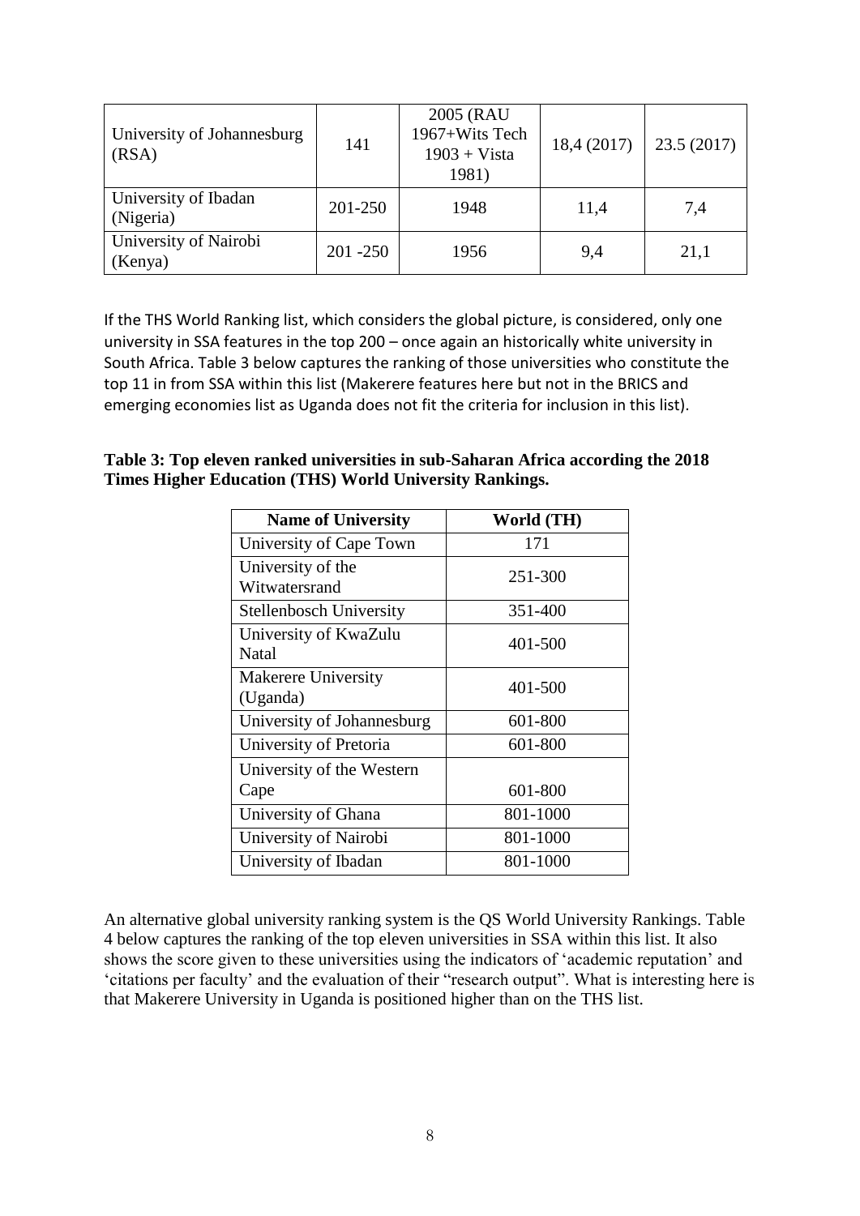| University of Johannesburg (RSA) | 141 | 2005 (RAU 1967+Wits Tech 1903 + Vista 1981) | 18,4 (2017) | 23.5 (2017) |
|---|---|---|---|---|
| University of Ibadan (Nigeria) | 201-250 | 1948 | 11,4 | 7,4 |
| University of Nairobi (Kenya) | 201 -250 | 1956 | 9,4 | 21,1 |

If the THS World Ranking list, which considers the global picture, is considered, only one university in SSA features in the top 200 – once again an historically white university in South Africa. Table 3 below captures the ranking of those universities who constitute the top 11 in from SSA within this list (Makerere features here but not in the BRICS and emerging economies list as Uganda does not fit the criteria for inclusion in this list).

**Table 3: Top eleven ranked universities in sub-Saharan Africa according the 2018 Times Higher Education (THS) World University Rankings.**

| Name of University | World (TH) |
|---|---|
| University of Cape Town | 171 |
| University of the Witwatersrand | 251-300 |
| Stellenbosch University | 351-400 |
| University of KwaZulu Natal | 401-500 |
| Makerere University (Uganda) | 401-500 |
| University of Johannesburg | 601-800 |
| University of Pretoria | 601-800 |
| University of the Western Cape | 601-800 |
| University of Ghana | 801-1000 |
| University of Nairobi | 801-1000 |
| University of Ibadan | 801-1000 |

An alternative global university ranking system is the QS World University Rankings. Table 4 below captures the ranking of the top eleven universities in SSA within this list. It also shows the score given to these universities using the indicators of 'academic reputation' and 'citations per faculty' and the evaluation of their "research output". What is interesting here is that Makerere University in Uganda is positioned higher than on the THS list.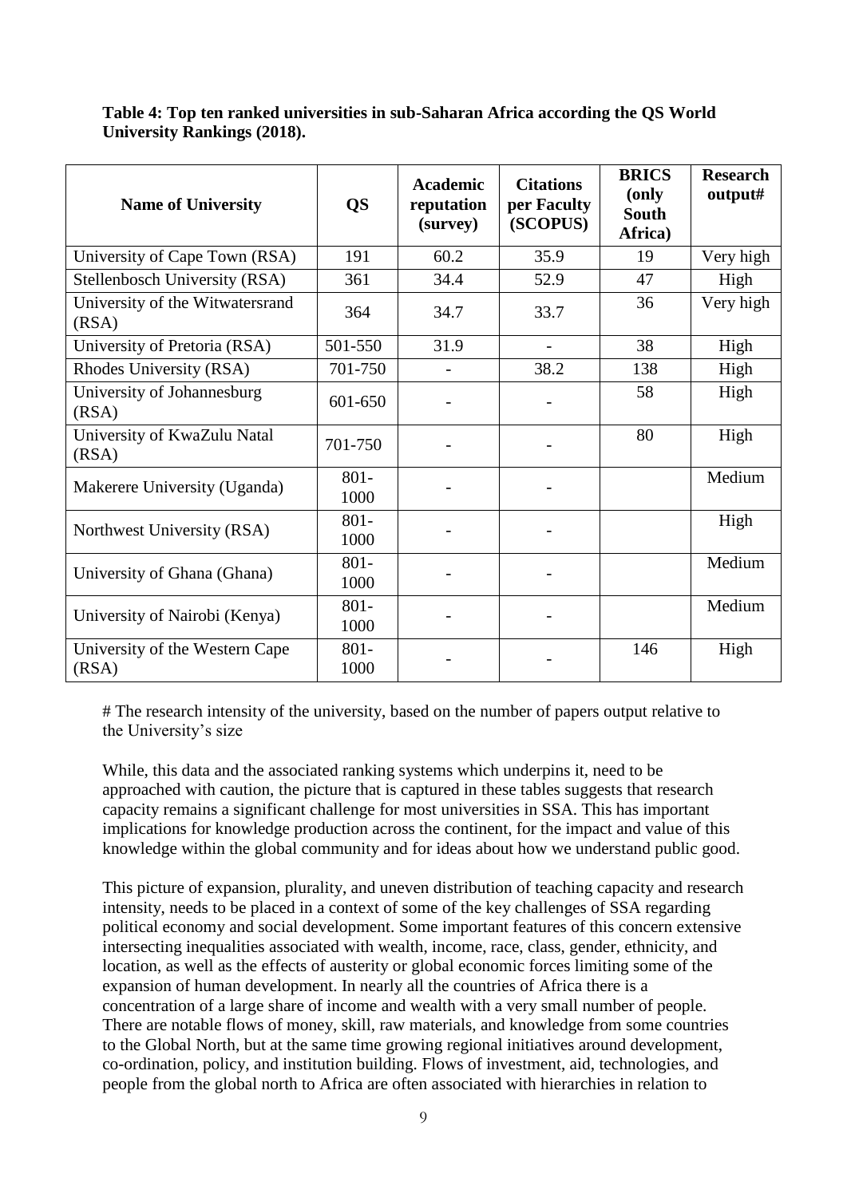**Table 4: Top ten ranked universities in sub-Saharan Africa according the QS World University Rankings (2018).**

| Name of University | QS | Academic reputation (survey) | Citations per Faculty (SCOPUS) | BRICS (only South Africa) | Research output# |
|---|---|---|---|---|---|
| University of Cape Town (RSA) | 191 | 60.2 | 35.9 | 19 | Very high |
| Stellenbosch University (RSA) | 361 | 34.4 | 52.9 | 47 | High |
| University of the Witwatersrand (RSA) | 364 | 34.7 | 33.7 | 36 | Very high |
| University of Pretoria (RSA) | 501-550 | 31.9 | - | 38 | High |
| Rhodes University (RSA) | 701-750 | - | 38.2 | 138 | High |
| University of Johannesburg (RSA) | 601-650 | - | - | 58 | High |
| University of KwaZulu Natal (RSA) | 701-750 | - | - | 80 | High |
| Makerere University (Uganda) | 801-1000 | - | - | | Medium |
| Northwest University (RSA) | 801-1000 | - | - | | High |
| University of Ghana (Ghana) | 801-1000 | - | - | | Medium |
| University of Nairobi (Kenya) | 801-1000 | - | - | | Medium |
| University of the Western Cape (RSA) | 801-1000 | - | - | 146 | High |

# The research intensity of the university, based on the number of papers output relative to the University's size

While, this data and the associated ranking systems which underpins it, need to be approached with caution, the picture that is captured in these tables suggests that research capacity remains a significant challenge for most universities in SSA. This has important implications for knowledge production across the continent, for the impact and value of this knowledge within the global community and for ideas about how we understand public good.

This picture of expansion, plurality, and uneven distribution of teaching capacity and research intensity, needs to be placed in a context of some of the key challenges of SSA regarding political economy and social development. Some important features of this concern extensive intersecting inequalities associated with wealth, income, race, class, gender, ethnicity, and location, as well as the effects of austerity or global economic forces limiting some of the expansion of human development. In nearly all the countries of Africa there is a concentration of a large share of income and wealth with a very small number of people. There are notable flows of money, skill, raw materials, and knowledge from some countries to the Global North, but at the same time growing regional initiatives around development, co-ordination, policy, and institution building. Flows of investment, aid, technologies, and people from the global north to Africa are often associated with hierarchies in relation to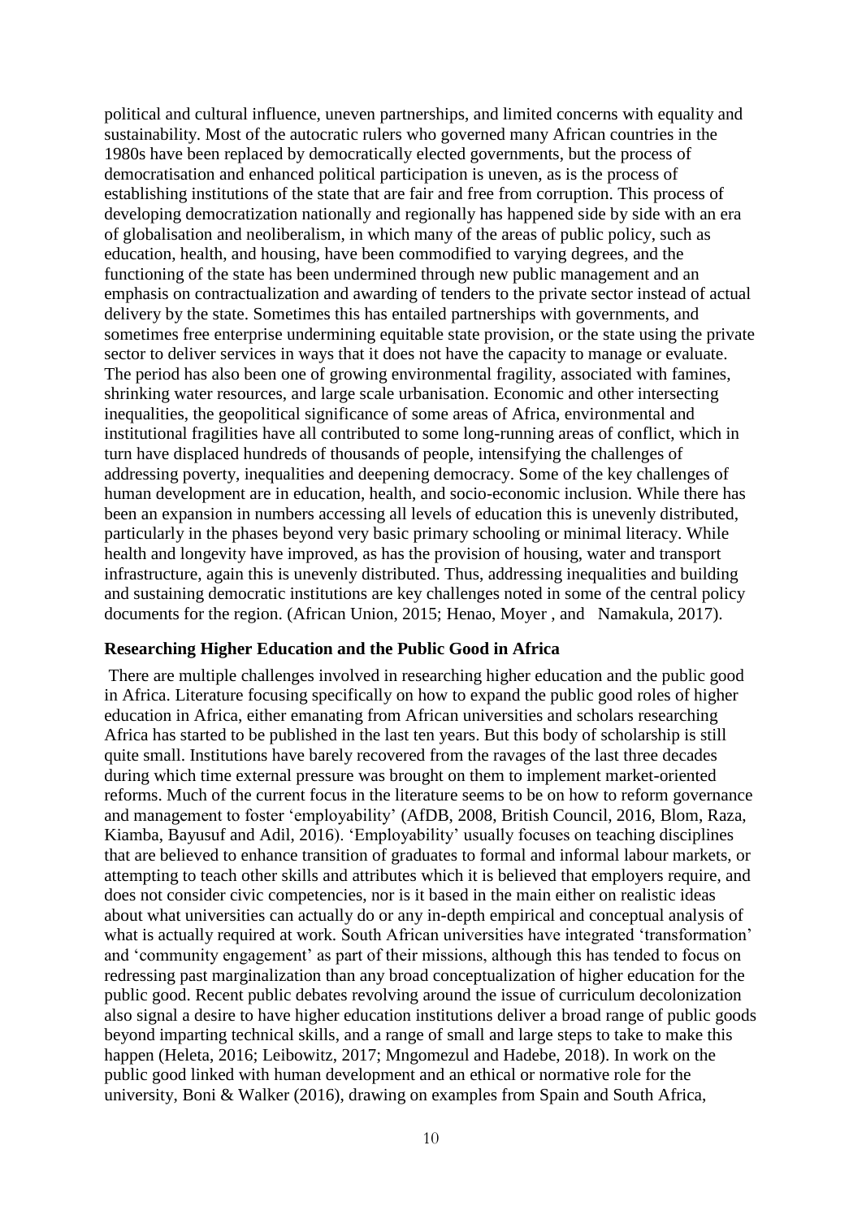political and cultural influence, uneven partnerships, and limited concerns with equality and sustainability. Most of the autocratic rulers who governed many African countries in the 1980s have been replaced by democratically elected governments, but the process of democratisation and enhanced political participation is uneven, as is the process of establishing institutions of the state that are fair and free from corruption. This process of developing democratization nationally and regionally has happened side by side with an era of globalisation and neoliberalism, in which many of the areas of public policy, such as education, health, and housing, have been commodified to varying degrees, and the functioning of the state has been undermined through new public management and an emphasis on contractualization and awarding of tenders to the private sector instead of actual delivery by the state. Sometimes this has entailed partnerships with governments, and sometimes free enterprise undermining equitable state provision, or the state using the private sector to deliver services in ways that it does not have the capacity to manage or evaluate. The period has also been one of growing environmental fragility, associated with famines, shrinking water resources, and large scale urbanisation. Economic and other intersecting inequalities, the geopolitical significance of some areas of Africa, environmental and institutional fragilities have all contributed to some long-running areas of conflict, which in turn have displaced hundreds of thousands of people, intensifying the challenges of addressing poverty, inequalities and deepening democracy. Some of the key challenges of human development are in education, health, and socio-economic inclusion. While there has been an expansion in numbers accessing all levels of education this is unevenly distributed, particularly in the phases beyond very basic primary schooling or minimal literacy. While health and longevity have improved, as has the provision of housing, water and transport infrastructure, again this is unevenly distributed. Thus, addressing inequalities and building and sustaining democratic institutions are key challenges noted in some of the central policy documents for the region. (African Union, 2015; Henao, Moyer , and Namakula, 2017).

## Researching Higher Education and the Public Good in Africa

There are multiple challenges involved in researching higher education and the public good in Africa. Literature focusing specifically on how to expand the public good roles of higher education in Africa, either emanating from African universities and scholars researching Africa has started to be published in the last ten years. But this body of scholarship is still quite small. Institutions have barely recovered from the ravages of the last three decades during which time external pressure was brought on them to implement market-oriented reforms. Much of the current focus in the literature seems to be on how to reform governance and management to foster 'employability' (AfDB, 2008, British Council, 2016, Blom, Raza, Kiamba, Bayusuf and Adil, 2016). 'Employability' usually focuses on teaching disciplines that are believed to enhance transition of graduates to formal and informal labour markets, or attempting to teach other skills and attributes which it is believed that employers require, and does not consider civic competencies, nor is it based in the main either on realistic ideas about what universities can actually do or any in-depth empirical and conceptual analysis of what is actually required at work. South African universities have integrated 'transformation' and 'community engagement' as part of their missions, although this has tended to focus on redressing past marginalization than any broad conceptualization of higher education for the public good. Recent public debates revolving around the issue of curriculum decolonization also signal a desire to have higher education institutions deliver a broad range of public goods beyond imparting technical skills, and a range of small and large steps to take to make this happen (Heleta, 2016; Leibowitz, 2017; Mngomezul and Hadebe, 2018). In work on the public good linked with human development and an ethical or normative role for the university, Boni & Walker (2016), drawing on examples from Spain and South Africa,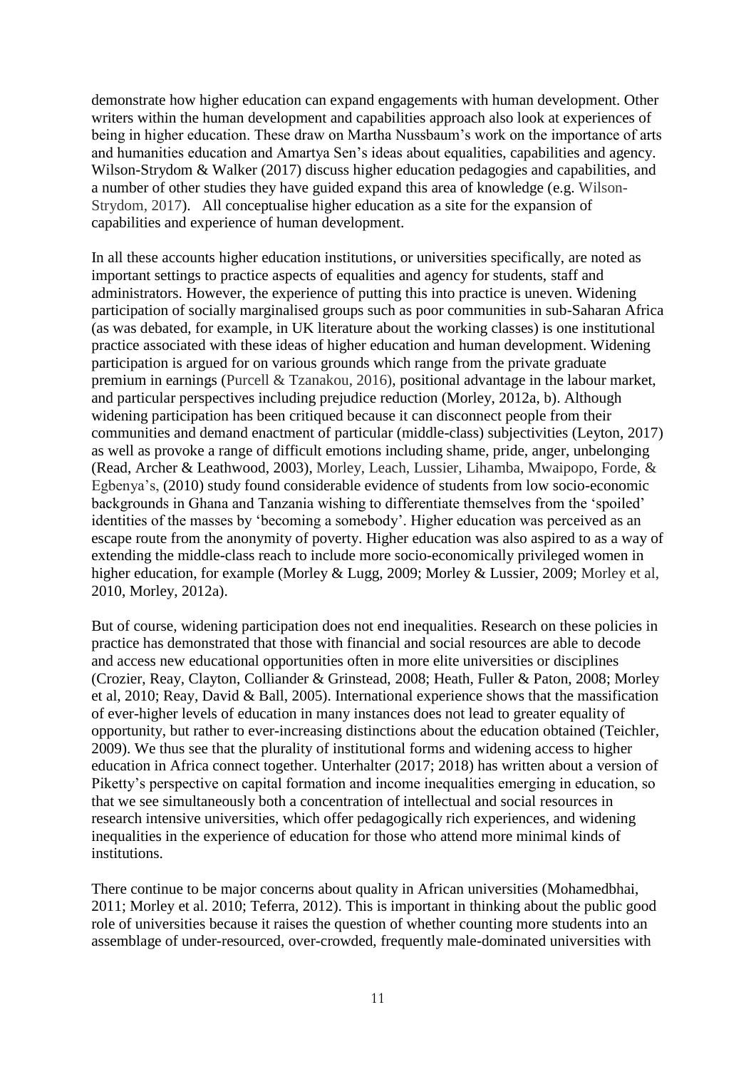demonstrate how higher education can expand engagements with human development. Other writers within the human development and capabilities approach also look at experiences of being in higher education. These draw on Martha Nussbaum's work on the importance of arts and humanities education and Amartya Sen's ideas about equalities, capabilities and agency. Wilson-Strydom & Walker (2017) discuss higher education pedagogies and capabilities, and a number of other studies they have guided expand this area of knowledge (e.g. Wilson-Strydom, 2017). All conceptualise higher education as a site for the expansion of capabilities and experience of human development.

In all these accounts higher education institutions, or universities specifically, are noted as important settings to practice aspects of equalities and agency for students, staff and administrators. However, the experience of putting this into practice is uneven. Widening participation of socially marginalised groups such as poor communities in sub-Saharan Africa (as was debated, for example, in UK literature about the working classes) is one institutional practice associated with these ideas of higher education and human development. Widening participation is argued for on various grounds which range from the private graduate premium in earnings (Purcell & Tzanakou, 2016), positional advantage in the labour market, and particular perspectives including prejudice reduction (Morley, 2012a, b). Although widening participation has been critiqued because it can disconnect people from their communities and demand enactment of particular (middle-class) subjectivities (Leyton, 2017) as well as provoke a range of difficult emotions including shame, pride, anger, unbelonging (Read, Archer & Leathwood, 2003), Morley, Leach, Lussier, Lihamba, Mwaipopo, Forde, & Egbenya's, (2010) study found considerable evidence of students from low socio-economic backgrounds in Ghana and Tanzania wishing to differentiate themselves from the 'spoiled' identities of the masses by 'becoming a somebody'. Higher education was perceived as an escape route from the anonymity of poverty. Higher education was also aspired to as a way of extending the middle-class reach to include more socio-economically privileged women in higher education, for example (Morley & Lugg, 2009; Morley & Lussier, 2009; Morley et al, 2010, Morley, 2012a).

But of course, widening participation does not end inequalities. Research on these policies in practice has demonstrated that those with financial and social resources are able to decode and access new educational opportunities often in more elite universities or disciplines (Crozier, Reay, Clayton, Colliander & Grinstead, 2008; Heath, Fuller & Paton, 2008; Morley et al, 2010; Reay, David & Ball, 2005). International experience shows that the massification of ever-higher levels of education in many instances does not lead to greater equality of opportunity, but rather to ever-increasing distinctions about the education obtained (Teichler, 2009). We thus see that the plurality of institutional forms and widening access to higher education in Africa connect together. Unterhalter (2017; 2018) has written about a version of Piketty's perspective on capital formation and income inequalities emerging in education, so that we see simultaneously both a concentration of intellectual and social resources in research intensive universities, which offer pedagogically rich experiences, and widening inequalities in the experience of education for those who attend more minimal kinds of institutions.

There continue to be major concerns about quality in African universities (Mohamedbhai, 2011; Morley et al. 2010; Teferra, 2012). This is important in thinking about the public good role of universities because it raises the question of whether counting more students into an assemblage of under-resourced, over-crowded, frequently male-dominated universities with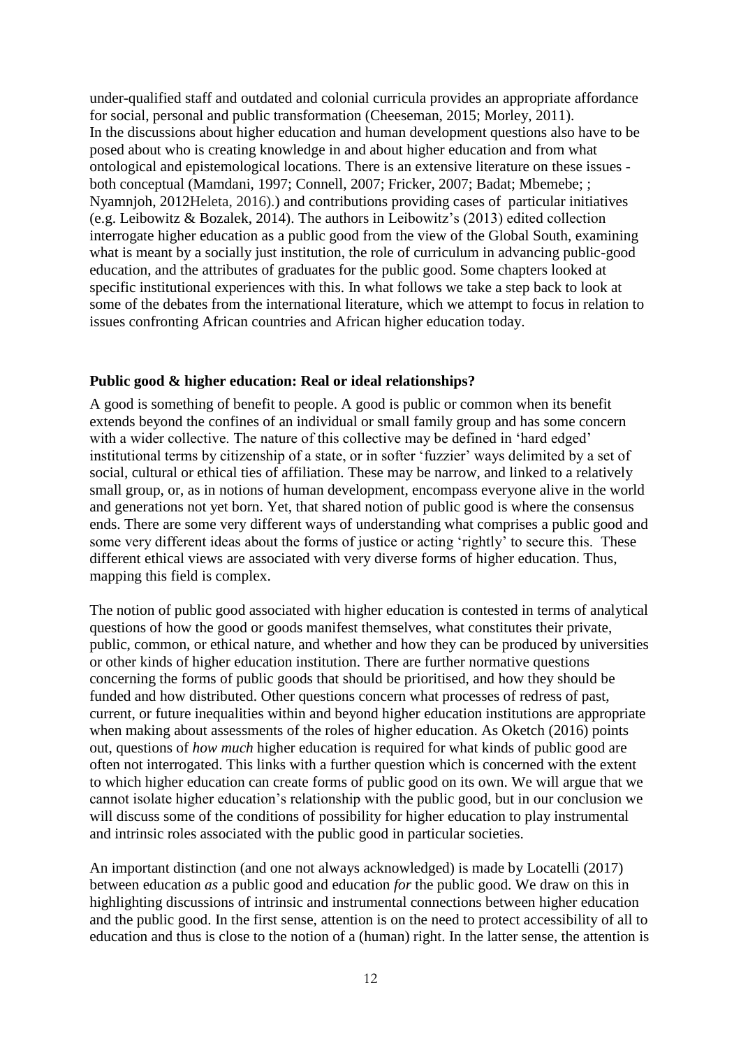under-qualified staff and outdated and colonial curricula provides an appropriate affordance for social, personal and public transformation (Cheeseman, 2015; Morley, 2011). In the discussions about higher education and human development questions also have to be posed about who is creating knowledge in and about higher education and from what ontological and epistemological locations. There is an extensive literature on these issues - both conceptual (Mamdani, 1997; Connell, 2007; Fricker, 2007; Badat; Mbemebe; ; Nyamnjoh, 2012Heleta, 2016).) and contributions providing cases of particular initiatives (e.g. Leibowitz & Bozalek, 2014). The authors in Leibowitz's (2013) edited collection interrogate higher education as a public good from the view of the Global South, examining what is meant by a socially just institution, the role of curriculum in advancing public-good education, and the attributes of graduates for the public good. Some chapters looked at specific institutional experiences with this. In what follows we take a step back to look at some of the debates from the international literature, which we attempt to focus in relation to issues confronting African countries and African higher education today.

**Public good & higher education: Real or ideal relationships?**

A good is something of benefit to people. A good is public or common when its benefit extends beyond the confines of an individual or small family group and has some concern with a wider collective. The nature of this collective may be defined in 'hard edged' institutional terms by citizenship of a state, or in softer 'fuzzier' ways delimited by a set of social, cultural or ethical ties of affiliation. These may be narrow, and linked to a relatively small group, or, as in notions of human development, encompass everyone alive in the world and generations not yet born. Yet, that shared notion of public good is where the consensus ends. There are some very different ways of understanding what comprises a public good and some very different ideas about the forms of justice or acting 'rightly' to secure this. These different ethical views are associated with very diverse forms of higher education. Thus, mapping this field is complex.

The notion of public good associated with higher education is contested in terms of analytical questions of how the good or goods manifest themselves, what constitutes their private, public, common, or ethical nature, and whether and how they can be produced by universities or other kinds of higher education institution. There are further normative questions concerning the forms of public goods that should be prioritised, and how they should be funded and how distributed. Other questions concern what processes of redress of past, current, or future inequalities within and beyond higher education institutions are appropriate when making about assessments of the roles of higher education. As Oketch (2016) points out, questions of *how much* higher education is required for what kinds of public good are often not interrogated. This links with a further question which is concerned with the extent to which higher education can create forms of public good on its own. We will argue that we cannot isolate higher education's relationship with the public good, but in our conclusion we will discuss some of the conditions of possibility for higher education to play instrumental and intrinsic roles associated with the public good in particular societies.

An important distinction (and one not always acknowledged) is made by Locatelli (2017) between education *as* a public good and education *for* the public good. We draw on this in highlighting discussions of intrinsic and instrumental connections between higher education and the public good. In the first sense, attention is on the need to protect accessibility of all to education and thus is close to the notion of a (human) right. In the latter sense, the attention is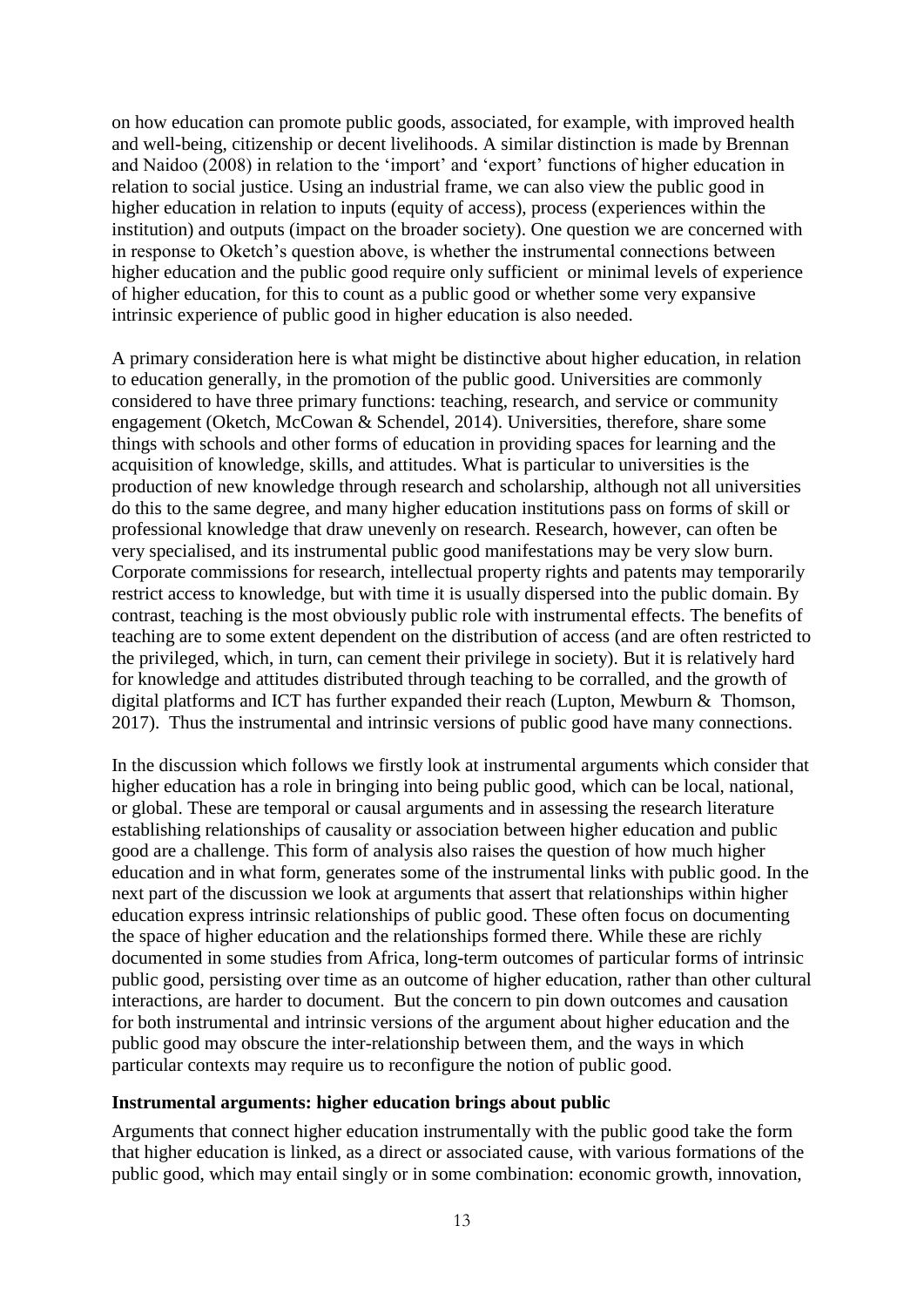on how education can promote public goods, associated, for example, with improved health and well-being, citizenship or decent livelihoods. A similar distinction is made by Brennan and Naidoo (2008) in relation to the 'import' and 'export' functions of higher education in relation to social justice. Using an industrial frame, we can also view the public good in higher education in relation to inputs (equity of access), process (experiences within the institution) and outputs (impact on the broader society). One question we are concerned with in response to Oketch's question above, is whether the instrumental connections between higher education and the public good require only sufficient or minimal levels of experience of higher education, for this to count as a public good or whether some very expansive intrinsic experience of public good in higher education is also needed.

A primary consideration here is what might be distinctive about higher education, in relation to education generally, in the promotion of the public good. Universities are commonly considered to have three primary functions: teaching, research, and service or community engagement (Oketch, McCowan & Schendel, 2014). Universities, therefore, share some things with schools and other forms of education in providing spaces for learning and the acquisition of knowledge, skills, and attitudes. What is particular to universities is the production of new knowledge through research and scholarship, although not all universities do this to the same degree, and many higher education institutions pass on forms of skill or professional knowledge that draw unevenly on research. Research, however, can often be very specialised, and its instrumental public good manifestations may be very slow burn. Corporate commissions for research, intellectual property rights and patents may temporarily restrict access to knowledge, but with time it is usually dispersed into the public domain. By contrast, teaching is the most obviously public role with instrumental effects. The benefits of teaching are to some extent dependent on the distribution of access (and are often restricted to the privileged, which, in turn, can cement their privilege in society). But it is relatively hard for knowledge and attitudes distributed through teaching to be corralled, and the growth of digital platforms and ICT has further expanded their reach (Lupton, Mewburn & Thomson, 2017). Thus the instrumental and intrinsic versions of public good have many connections.

In the discussion which follows we firstly look at instrumental arguments which consider that higher education has a role in bringing into being public good, which can be local, national, or global. These are temporal or causal arguments and in assessing the research literature establishing relationships of causality or association between higher education and public good are a challenge. This form of analysis also raises the question of how much higher education and in what form, generates some of the instrumental links with public good. In the next part of the discussion we look at arguments that assert that relationships within higher education express intrinsic relationships of public good. These often focus on documenting the space of higher education and the relationships formed there. While these are richly documented in some studies from Africa, long-term outcomes of particular forms of intrinsic public good, persisting over time as an outcome of higher education, rather than other cultural interactions, are harder to document. But the concern to pin down outcomes and causation for both instrumental and intrinsic versions of the argument about higher education and the public good may obscure the inter-relationship between them, and the ways in which particular contexts may require us to reconfigure the notion of public good.

**Instrumental arguments: higher education brings about public**

Arguments that connect higher education instrumentally with the public good take the form that higher education is linked, as a direct or associated cause, with various formations of the public good, which may entail singly or in some combination: economic growth, innovation,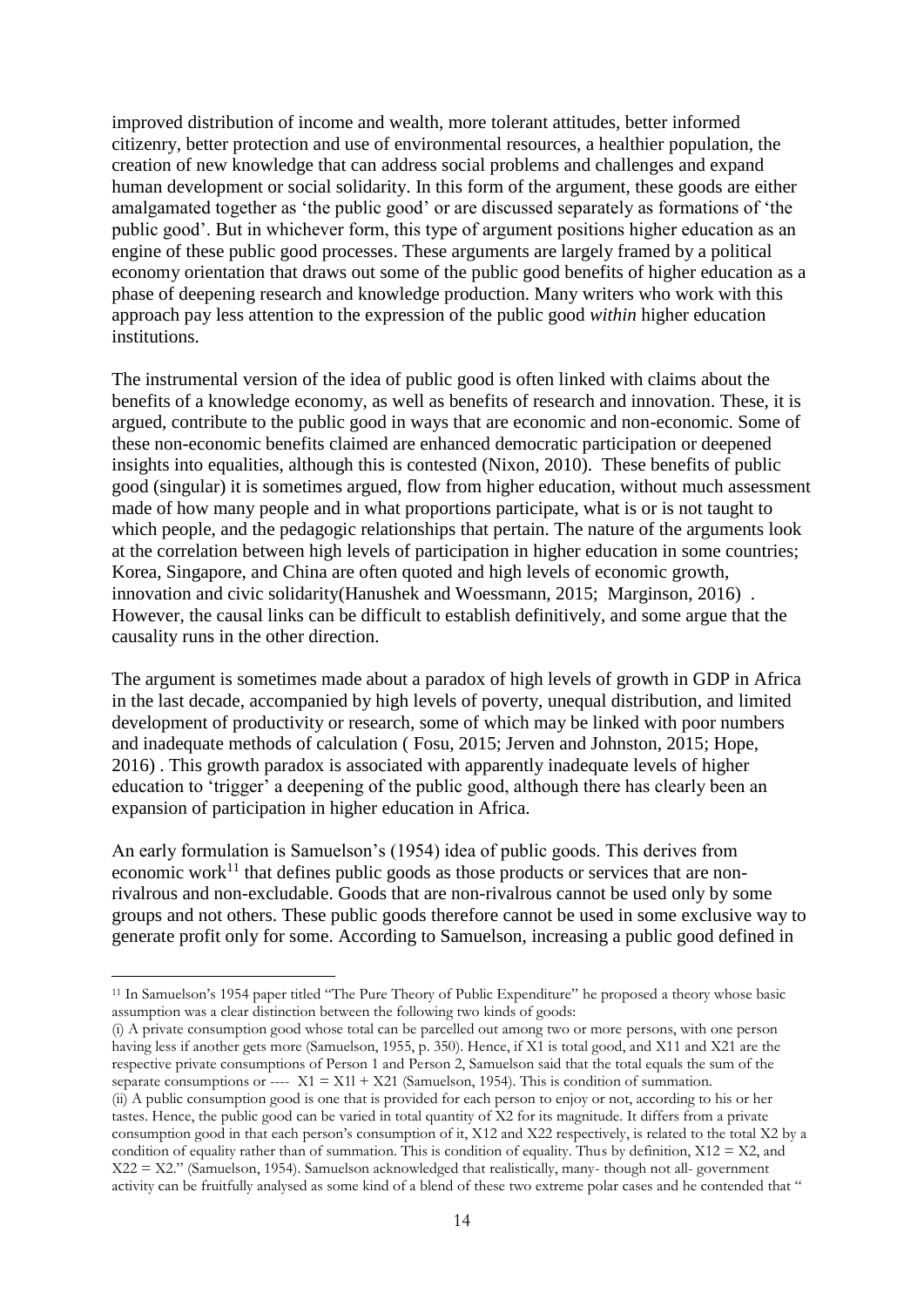improved distribution of income and wealth, more tolerant attitudes, better informed citizenry, better protection and use of environmental resources, a healthier population, the creation of new knowledge that can address social problems and challenges and expand human development or social solidarity. In this form of the argument, these goods are either amalgamated together as 'the public good' or are discussed separately as formations of 'the public good'. But in whichever form, this type of argument positions higher education as an engine of these public good processes. These arguments are largely framed by a political economy orientation that draws out some of the public good benefits of higher education as a phase of deepening research and knowledge production. Many writers who work with this approach pay less attention to the expression of the public good *within* higher education institutions.

The instrumental version of the idea of public good is often linked with claims about the benefits of a knowledge economy, as well as benefits of research and innovation. These, it is argued, contribute to the public good in ways that are economic and non-economic. Some of these non-economic benefits claimed are enhanced democratic participation or deepened insights into equalities, although this is contested (Nixon, 2010). These benefits of public good (singular) it is sometimes argued, flow from higher education, without much assessment made of how many people and in what proportions participate, what is or is not taught to which people, and the pedagogic relationships that pertain. The nature of the arguments look at the correlation between high levels of participation in higher education in some countries; Korea, Singapore, and China are often quoted and high levels of economic growth, innovation and civic solidarity(Hanushek and Woessmann, 2015; Marginson, 2016) . However, the causal links can be difficult to establish definitively, and some argue that the causality runs in the other direction.

The argument is sometimes made about a paradox of high levels of growth in GDP in Africa in the last decade, accompanied by high levels of poverty, unequal distribution, and limited development of productivity or research, some of which may be linked with poor numbers and inadequate methods of calculation ( Fosu, 2015; Jerven and Johnston, 2015; Hope, 2016) . This growth paradox is associated with apparently inadequate levels of higher education to 'trigger' a deepening of the public good, although there has clearly been an expansion of participation in higher education in Africa.

An early formulation is Samuelson's (1954) idea of public goods. This derives from economic work[11] that defines public goods as those products or services that are non-rivalrous and non-excludable. Goods that are non-rivalrous cannot be used only by some groups and not others. These public goods therefore cannot be used in some exclusive way to generate profit only for some. According to Samuelson, increasing a public good defined in

---

[11] In Samuelson's 1954 paper titled "The Pure Theory of Public Expenditure" he proposed a theory whose basic assumption was a clear distinction between the following two kinds of goods:
(i) A private consumption good whose total can be parcelled out among two or more persons, with one person having less if another gets more (Samuelson, 1955, p. 350). Hence, if X1 is total good, and X11 and X21 are the respective private consumptions of Person 1 and Person 2, Samuelson said that the total equals the sum of the separate consumptions or ---- $X1 = X1l + X21$ (Samuelson, 1954). This is condition of summation.
(ii) A public consumption good is one that is provided for each person to enjoy or not, according to his or her tastes. Hence, the public good can be varied in total quantity of X2 for its magnitude. It differs from a private consumption good in that each person's consumption of it, X12 and X22 respectively, is related to the total X2 by a condition of equality rather than of summation. This is condition of equality. Thus by definition, $X12 = X2$, and $X22 = X2$." (Samuelson, 1954). Samuelson acknowledged that realistically, many- though not all- government activity can be fruitfully analysed as some kind of a blend of these two extreme polar cases and he contended that "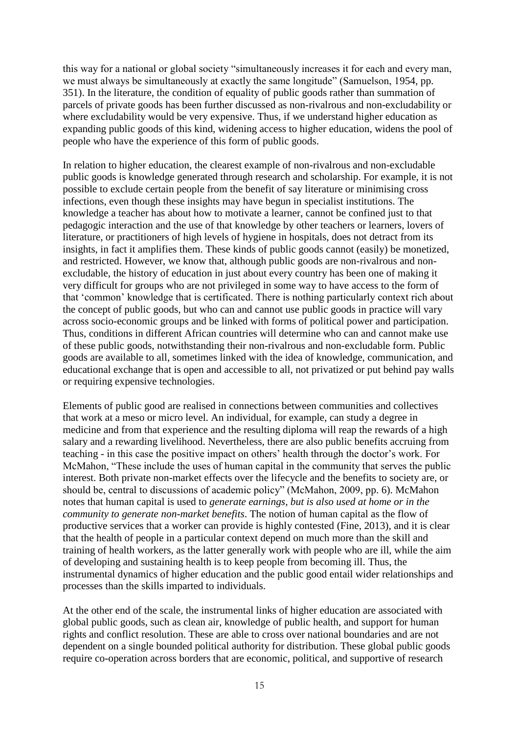this way for a national or global society "simultaneously increases it for each and every man, we must always be simultaneously at exactly the same longitude" (Samuelson, 1954, pp. 351). In the literature, the condition of equality of public goods rather than summation of parcels of private goods has been further discussed as non-rivalrous and non-excludability or where excludability would be very expensive. Thus, if we understand higher education as expanding public goods of this kind, widening access to higher education, widens the pool of people who have the experience of this form of public goods.

In relation to higher education, the clearest example of non-rivalrous and non-excludable public goods is knowledge generated through research and scholarship. For example, it is not possible to exclude certain people from the benefit of say literature or minimising cross infections, even though these insights may have begun in specialist institutions. The knowledge a teacher has about how to motivate a learner, cannot be confined just to that pedagogic interaction and the use of that knowledge by other teachers or learners, lovers of literature, or practitioners of high levels of hygiene in hospitals, does not detract from its insights, in fact it amplifies them. These kinds of public goods cannot (easily) be monetized, and restricted. However, we know that, although public goods are non-rivalrous and non-excludable, the history of education in just about every country has been one of making it very difficult for groups who are not privileged in some way to have access to the form of that 'common' knowledge that is certificated. There is nothing particularly context rich about the concept of public goods, but who can and cannot use public goods in practice will vary across socio-economic groups and be linked with forms of political power and participation. Thus, conditions in different African countries will determine who can and cannot make use of these public goods, notwithstanding their non-rivalrous and non-excludable form. Public goods are available to all, sometimes linked with the idea of knowledge, communication, and educational exchange that is open and accessible to all, not privatized or put behind pay walls or requiring expensive technologies.

Elements of public good are realised in connections between communities and collectives that work at a meso or micro level. An individual, for example, can study a degree in medicine and from that experience and the resulting diploma will reap the rewards of a high salary and a rewarding livelihood. Nevertheless, there are also public benefits accruing from teaching - in this case the positive impact on others' health through the doctor's work. For McMahon, "These include the uses of human capital in the community that serves the public interest. Both private non-market effects over the lifecycle and the benefits to society are, or should be, central to discussions of academic policy" (McMahon, 2009, pp. 6). McMahon notes that human capital is used to *generate earnings, but is also used at home or in the community to generate non-market benefits*. The notion of human capital as the flow of productive services that a worker can provide is highly contested (Fine, 2013), and it is clear that the health of people in a particular context depend on much more than the skill and training of health workers, as the latter generally work with people who are ill, while the aim of developing and sustaining health is to keep people from becoming ill. Thus, the instrumental dynamics of higher education and the public good entail wider relationships and processes than the skills imparted to individuals.

At the other end of the scale, the instrumental links of higher education are associated with global public goods, such as clean air, knowledge of public health, and support for human rights and conflict resolution. These are able to cross over national boundaries and are not dependent on a single bounded political authority for distribution. These global public goods require co-operation across borders that are economic, political, and supportive of research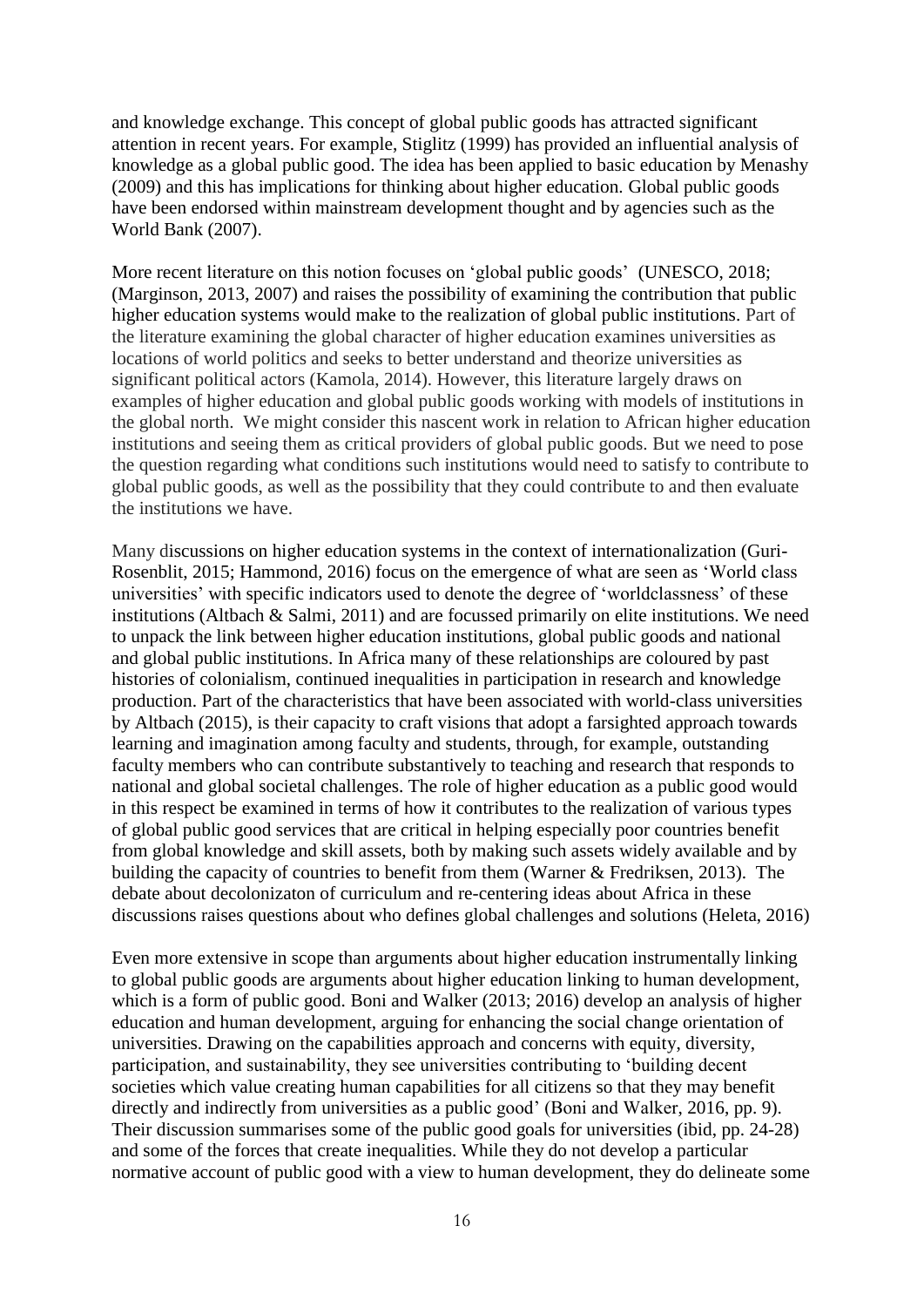and knowledge exchange. This concept of global public goods has attracted significant attention in recent years. For example, Stiglitz (1999) has provided an influential analysis of knowledge as a global public good. The idea has been applied to basic education by Menashy (2009) and this has implications for thinking about higher education. Global public goods have been endorsed within mainstream development thought and by agencies such as the World Bank (2007).

More recent literature on this notion focuses on 'global public goods' (UNESCO, 2018; (Marginson, 2013, 2007) and raises the possibility of examining the contribution that public higher education systems would make to the realization of global public institutions. Part of the literature examining the global character of higher education examines universities as locations of world politics and seeks to better understand and theorize universities as significant political actors (Kamola, 2014). However, this literature largely draws on examples of higher education and global public goods working with models of institutions in the global north. We might consider this nascent work in relation to African higher education institutions and seeing them as critical providers of global public goods. But we need to pose the question regarding what conditions such institutions would need to satisfy to contribute to global public goods, as well as the possibility that they could contribute to and then evaluate the institutions we have.

Many discussions on higher education systems in the context of internationalization (Guri-Rosenblit, 2015; Hammond, 2016) focus on the emergence of what are seen as 'World class universities' with specific indicators used to denote the degree of 'worldclassness' of these institutions (Altbach & Salmi, 2011) and are focussed primarily on elite institutions. We need to unpack the link between higher education institutions, global public goods and national and global public institutions. In Africa many of these relationships are coloured by past histories of colonialism, continued inequalities in participation in research and knowledge production. Part of the characteristics that have been associated with world-class universities by Altbach (2015), is their capacity to craft visions that adopt a farsighted approach towards learning and imagination among faculty and students, through, for example, outstanding faculty members who can contribute substantively to teaching and research that responds to national and global societal challenges. The role of higher education as a public good would in this respect be examined in terms of how it contributes to the realization of various types of global public good services that are critical in helping especially poor countries benefit from global knowledge and skill assets, both by making such assets widely available and by building the capacity of countries to benefit from them (Warner & Fredriksen, 2013). The debate about decolonizaton of curriculum and re-centering ideas about Africa in these discussions raises questions about who defines global challenges and solutions (Heleta, 2016)

Even more extensive in scope than arguments about higher education instrumentally linking to global public goods are arguments about higher education linking to human development, which is a form of public good. Boni and Walker (2013; 2016) develop an analysis of higher education and human development, arguing for enhancing the social change orientation of universities. Drawing on the capabilities approach and concerns with equity, diversity, participation, and sustainability, they see universities contributing to 'building decent societies which value creating human capabilities for all citizens so that they may benefit directly and indirectly from universities as a public good' (Boni and Walker, 2016, pp. 9). Their discussion summarises some of the public good goals for universities (ibid, pp. 24-28) and some of the forces that create inequalities. While they do not develop a particular normative account of public good with a view to human development, they do delineate some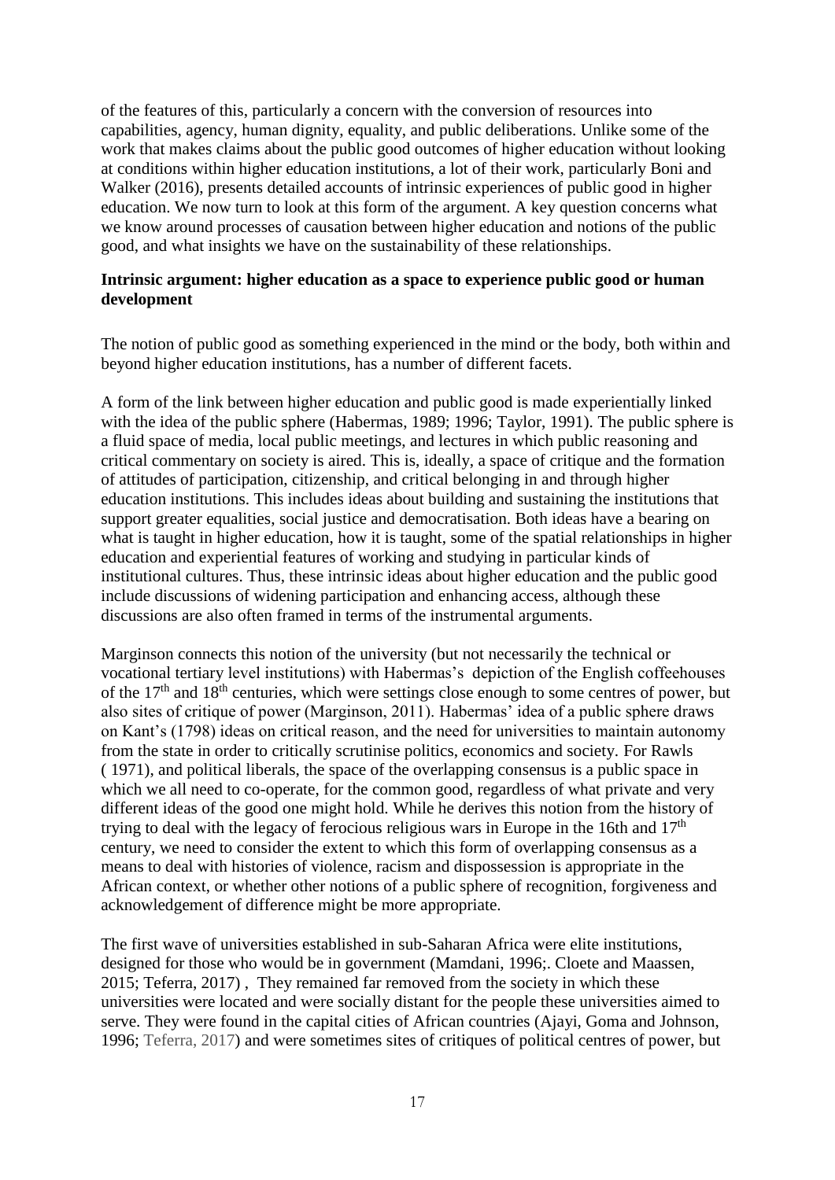of the features of this, particularly a concern with the conversion of resources into capabilities, agency, human dignity, equality, and public deliberations. Unlike some of the work that makes claims about the public good outcomes of higher education without looking at conditions within higher education institutions, a lot of their work, particularly Boni and Walker (2016), presents detailed accounts of intrinsic experiences of public good in higher education. We now turn to look at this form of the argument. A key question concerns what we know around processes of causation between higher education and notions of the public good, and what insights we have on the sustainability of these relationships.

**Intrinsic argument: higher education as a space to experience public good or human development**

The notion of public good as something experienced in the mind or the body, both within and beyond higher education institutions, has a number of different facets.

A form of the link between higher education and public good is made experientially linked with the idea of the public sphere (Habermas, 1989; 1996; Taylor, 1991). The public sphere is a fluid space of media, local public meetings, and lectures in which public reasoning and critical commentary on society is aired. This is, ideally, a space of critique and the formation of attitudes of participation, citizenship, and critical belonging in and through higher education institutions. This includes ideas about building and sustaining the institutions that support greater equalities, social justice and democratisation. Both ideas have a bearing on what is taught in higher education, how it is taught, some of the spatial relationships in higher education and experiential features of working and studying in particular kinds of institutional cultures. Thus, these intrinsic ideas about higher education and the public good include discussions of widening participation and enhancing access, although these discussions are also often framed in terms of the instrumental arguments.

Marginson connects this notion of the university (but not necessarily the technical or vocational tertiary level institutions) with Habermas's depiction of the English coffeehouses of the 17th and 18th centuries, which were settings close enough to some centres of power, but also sites of critique of power (Marginson, 2011). Habermas' idea of a public sphere draws on Kant's (1798) ideas on critical reason, and the need for universities to maintain autonomy from the state in order to critically scrutinise politics, economics and society. For Rawls ( 1971), and political liberals, the space of the overlapping consensus is a public space in which we all need to co-operate, for the common good, regardless of what private and very different ideas of the good one might hold. While he derives this notion from the history of trying to deal with the legacy of ferocious religious wars in Europe in the 16th and 17th century, we need to consider the extent to which this form of overlapping consensus as a means to deal with histories of violence, racism and dispossession is appropriate in the African context, or whether other notions of a public sphere of recognition, forgiveness and acknowledgement of difference might be more appropriate.

The first wave of universities established in sub-Saharan Africa were elite institutions, designed for those who would be in government (Mamdani, 1996;. Cloete and Maassen, 2015; Teferra, 2017) , They remained far removed from the society in which these universities were located and were socially distant for the people these universities aimed to serve. They were found in the capital cities of African countries (Ajayi, Goma and Johnson, 1996; Teferra, 2017) and were sometimes sites of critiques of political centres of power, but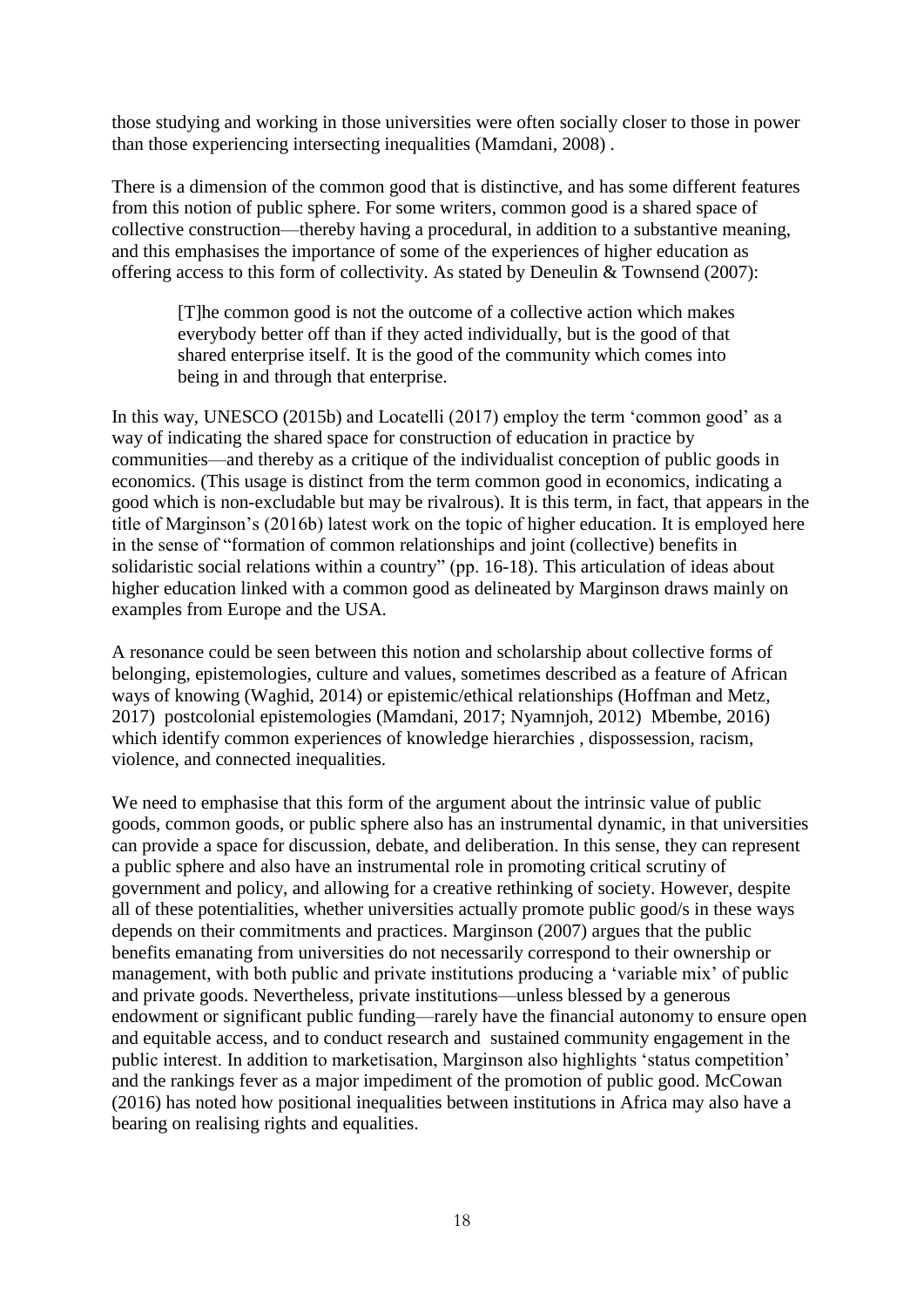those studying and working in those universities were often socially closer to those in power than those experiencing intersecting inequalities (Mamdani, 2008) .

There is a dimension of the common good that is distinctive, and has some different features from this notion of public sphere. For some writers, common good is a shared space of collective construction—thereby having a procedural, in addition to a substantive meaning, and this emphasises the importance of some of the experiences of higher education as offering access to this form of collectivity. As stated by Deneulin & Townsend (2007):

> [T]he common good is not the outcome of a collective action which makes everybody better off than if they acted individually, but is the good of that shared enterprise itself. It is the good of the community which comes into being in and through that enterprise.

In this way, UNESCO (2015b) and Locatelli (2017) employ the term 'common good' as a way of indicating the shared space for construction of education in practice by communities—and thereby as a critique of the individualist conception of public goods in economics. (This usage is distinct from the term common good in economics, indicating a good which is non-excludable but may be rivalrous). It is this term, in fact, that appears in the title of Marginson's (2016b) latest work on the topic of higher education. It is employed here in the sense of "formation of common relationships and joint (collective) benefits in solidaristic social relations within a country" (pp. 16-18). This articulation of ideas about higher education linked with a common good as delineated by Marginson draws mainly on examples from Europe and the USA.

A resonance could be seen between this notion and scholarship about collective forms of belonging, epistemologies, culture and values, sometimes described as a feature of African ways of knowing (Waghid, 2014) or epistemic/ethical relationships (Hoffman and Metz, 2017) postcolonial epistemologies (Mamdani, 2017; Nyamnjoh, 2012) Mbembe, 2016) which identify common experiences of knowledge hierarchies , dispossession, racism, violence, and connected inequalities.

We need to emphasise that this form of the argument about the intrinsic value of public goods, common goods, or public sphere also has an instrumental dynamic, in that universities can provide a space for discussion, debate, and deliberation. In this sense, they can represent a public sphere and also have an instrumental role in promoting critical scrutiny of government and policy, and allowing for a creative rethinking of society. However, despite all of these potentialities, whether universities actually promote public good/s in these ways depends on their commitments and practices. Marginson (2007) argues that the public benefits emanating from universities do not necessarily correspond to their ownership or management, with both public and private institutions producing a 'variable mix' of public and private goods. Nevertheless, private institutions—unless blessed by a generous endowment or significant public funding—rarely have the financial autonomy to ensure open and equitable access, and to conduct research and sustained community engagement in the public interest. In addition to marketisation, Marginson also highlights 'status competition' and the rankings fever as a major impediment of the promotion of public good. McCowan (2016) has noted how positional inequalities between institutions in Africa may also have a bearing on realising rights and equalities.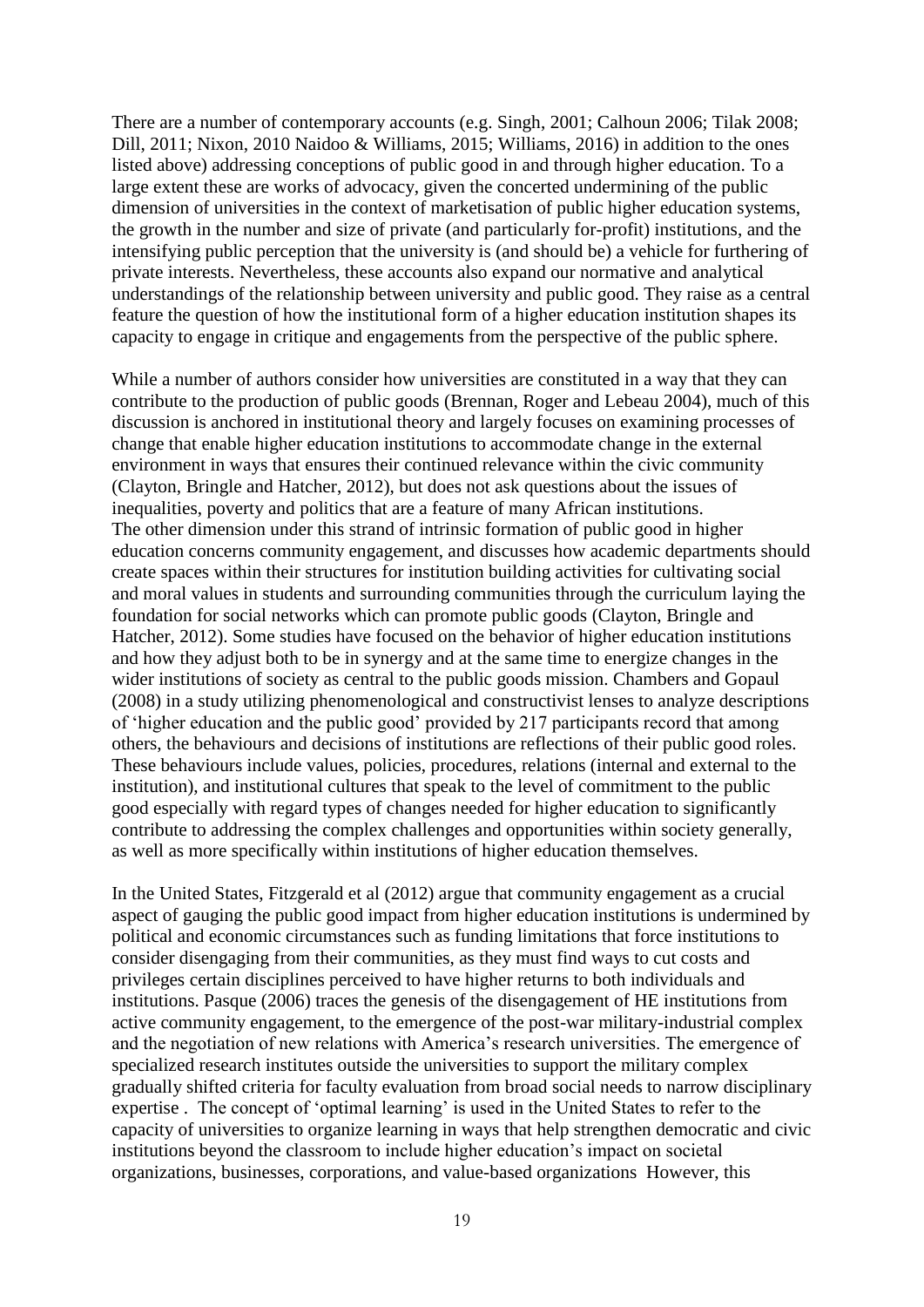There are a number of contemporary accounts (e.g. Singh, 2001; Calhoun 2006; Tilak 2008; Dill, 2011; Nixon, 2010 Naidoo & Williams, 2015; Williams, 2016) in addition to the ones listed above) addressing conceptions of public good in and through higher education. To a large extent these are works of advocacy, given the concerted undermining of the public dimension of universities in the context of marketisation of public higher education systems, the growth in the number and size of private (and particularly for-profit) institutions, and the intensifying public perception that the university is (and should be) a vehicle for furthering of private interests. Nevertheless, these accounts also expand our normative and analytical understandings of the relationship between university and public good. They raise as a central feature the question of how the institutional form of a higher education institution shapes its capacity to engage in critique and engagements from the perspective of the public sphere.

While a number of authors consider how universities are constituted in a way that they can contribute to the production of public goods (Brennan, Roger and Lebeau 2004), much of this discussion is anchored in institutional theory and largely focuses on examining processes of change that enable higher education institutions to accommodate change in the external environment in ways that ensures their continued relevance within the civic community (Clayton, Bringle and Hatcher, 2012), but does not ask questions about the issues of inequalities, poverty and politics that are a feature of many African institutions.
The other dimension under this strand of intrinsic formation of public good in higher education concerns community engagement, and discusses how academic departments should create spaces within their structures for institution building activities for cultivating social and moral values in students and surrounding communities through the curriculum laying the foundation for social networks which can promote public goods (Clayton, Bringle and Hatcher, 2012). Some studies have focused on the behavior of higher education institutions and how they adjust both to be in synergy and at the same time to energize changes in the wider institutions of society as central to the public goods mission. Chambers and Gopaul (2008) in a study utilizing phenomenological and constructivist lenses to analyze descriptions of 'higher education and the public good' provided by 217 participants record that among others, the behaviours and decisions of institutions are reflections of their public good roles. These behaviours include values, policies, procedures, relations (internal and external to the institution), and institutional cultures that speak to the level of commitment to the public good especially with regard types of changes needed for higher education to significantly contribute to addressing the complex challenges and opportunities within society generally, as well as more specifically within institutions of higher education themselves.

In the United States, Fitzgerald et al (2012) argue that community engagement as a crucial aspect of gauging the public good impact from higher education institutions is undermined by political and economic circumstances such as funding limitations that force institutions to consider disengaging from their communities, as they must find ways to cut costs and privileges certain disciplines perceived to have higher returns to both individuals and institutions. Pasque (2006) traces the genesis of the disengagement of HE institutions from active community engagement, to the emergence of the post-war military-industrial complex and the negotiation of new relations with America's research universities. The emergence of specialized research institutes outside the universities to support the military complex gradually shifted criteria for faculty evaluation from broad social needs to narrow disciplinary expertise . The concept of 'optimal learning' is used in the United States to refer to the capacity of universities to organize learning in ways that help strengthen democratic and civic institutions beyond the classroom to include higher education's impact on societal organizations, businesses, corporations, and value-based organizations However, this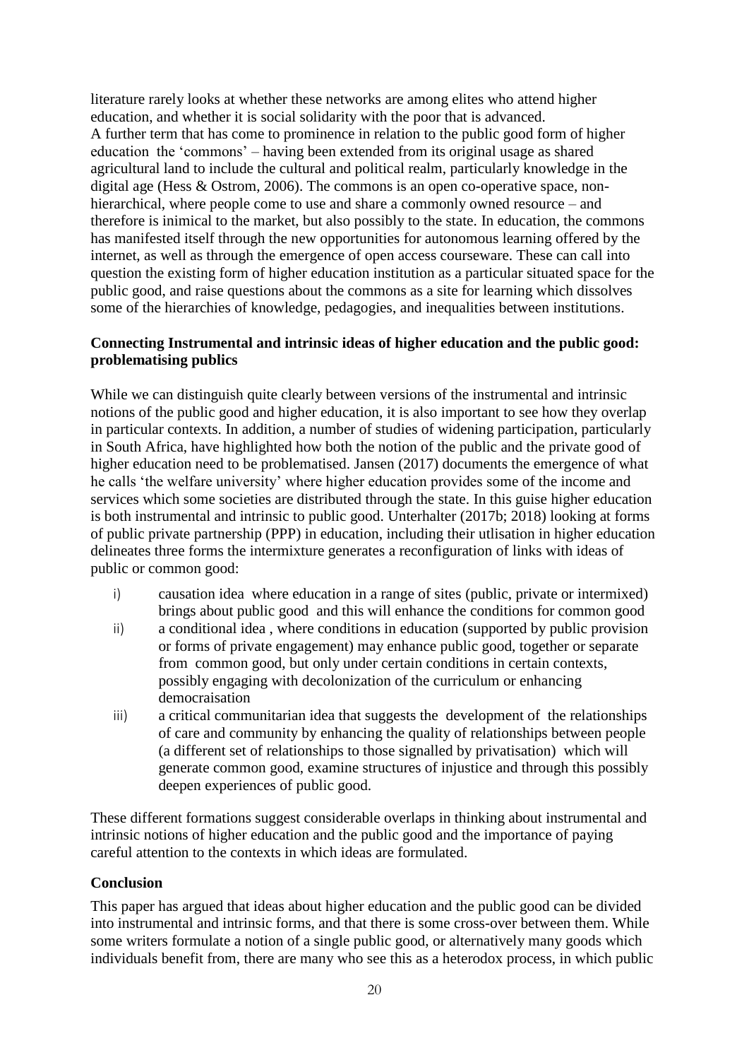literature rarely looks at whether these networks are among elites who attend higher education, and whether it is social solidarity with the poor that is advanced.
A further term that has come to prominence in relation to the public good form of higher education the 'commons' – having been extended from its original usage as shared agricultural land to include the cultural and political realm, particularly knowledge in the digital age (Hess & Ostrom, 2006). The commons is an open co-operative space, non-hierarchical, where people come to use and share a commonly owned resource – and therefore is inimical to the market, but also possibly to the state. In education, the commons has manifested itself through the new opportunities for autonomous learning offered by the internet, as well as through the emergence of open access courseware. These can call into question the existing form of higher education institution as a particular situated space for the public good, and raise questions about the commons as a site for learning which dissolves some of the hierarchies of knowledge, pedagogies, and inequalities between institutions.

**Connecting Instrumental and intrinsic ideas of higher education and the public good: problematising publics**

While we can distinguish quite clearly between versions of the instrumental and intrinsic notions of the public good and higher education, it is also important to see how they overlap in particular contexts. In addition, a number of studies of widening participation, particularly in South Africa, have highlighted how both the notion of the public and the private good of higher education need to be problematised. Jansen (2017) documents the emergence of what he calls 'the welfare university' where higher education provides some of the income and services which some societies are distributed through the state. In this guise higher education is both instrumental and intrinsic to public good. Unterhalter (2017b; 2018) looking at forms of public private partnership (PPP) in education, including their utlisation in higher education delineates three forms the intermixture generates a reconfiguration of links with ideas of public or common good:

i) causation idea where education in a range of sites (public, private or intermixed) brings about public good and this will enhance the conditions for common good
ii) a conditional idea , where conditions in education (supported by public provision or forms of private engagement) may enhance public good, together or separate from common good, but only under certain conditions in certain contexts, possibly engaging with decolonization of the curriculum or enhancing democraisation
iii) a critical communitarian idea that suggests the development of the relationships of care and community by enhancing the quality of relationships between people (a different set of relationships to those signalled by privatisation) which will generate common good, examine structures of injustice and through this possibly deepen experiences of public good.

These different formations suggest considerable overlaps in thinking about instrumental and intrinsic notions of higher education and the public good and the importance of paying careful attention to the contexts in which ideas are formulated.

**Conclusion**

This paper has argued that ideas about higher education and the public good can be divided into instrumental and intrinsic forms, and that there is some cross-over between them. While some writers formulate a notion of a single public good, or alternatively many goods which individuals benefit from, there are many who see this as a heterodox process, in which public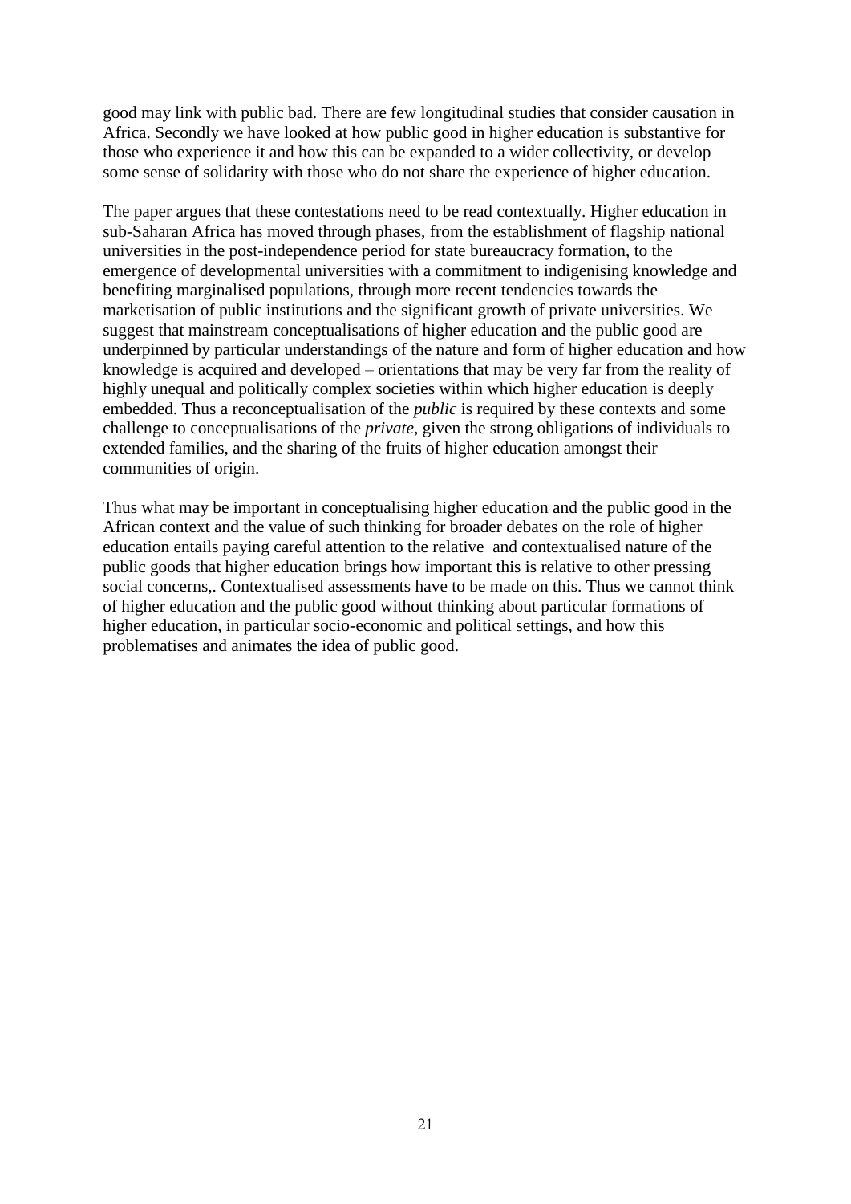good may link with public bad. There are few longitudinal studies that consider causation in Africa. Secondly we have looked at how public good in higher education is substantive for those who experience it and how this can be expanded to a wider collectivity, or develop some sense of solidarity with those who do not share the experience of higher education.

The paper argues that these contestations need to be read contextually. Higher education in sub-Saharan Africa has moved through phases, from the establishment of flagship national universities in the post-independence period for state bureaucracy formation, to the emergence of developmental universities with a commitment to indigenising knowledge and benefiting marginalised populations, through more recent tendencies towards the marketisation of public institutions and the significant growth of private universities. We suggest that mainstream conceptualisations of higher education and the public good are underpinned by particular understandings of the nature and form of higher education and how knowledge is acquired and developed – orientations that may be very far from the reality of highly unequal and politically complex societies within which higher education is deeply embedded. Thus a reconceptualisation of the *public* is required by these contexts and some challenge to conceptualisations of the *private*, given the strong obligations of individuals to extended families, and the sharing of the fruits of higher education amongst their communities of origin.

Thus what may be important in conceptualising higher education and the public good in the African context and the value of such thinking for broader debates on the role of higher education entails paying careful attention to the relative and contextualised nature of the public goods that higher education brings how important this is relative to other pressing social concerns,. Contextualised assessments have to be made on this. Thus we cannot think of higher education and the public good without thinking about particular formations of higher education, in particular socio-economic and political settings, and how this problematises and animates the idea of public good.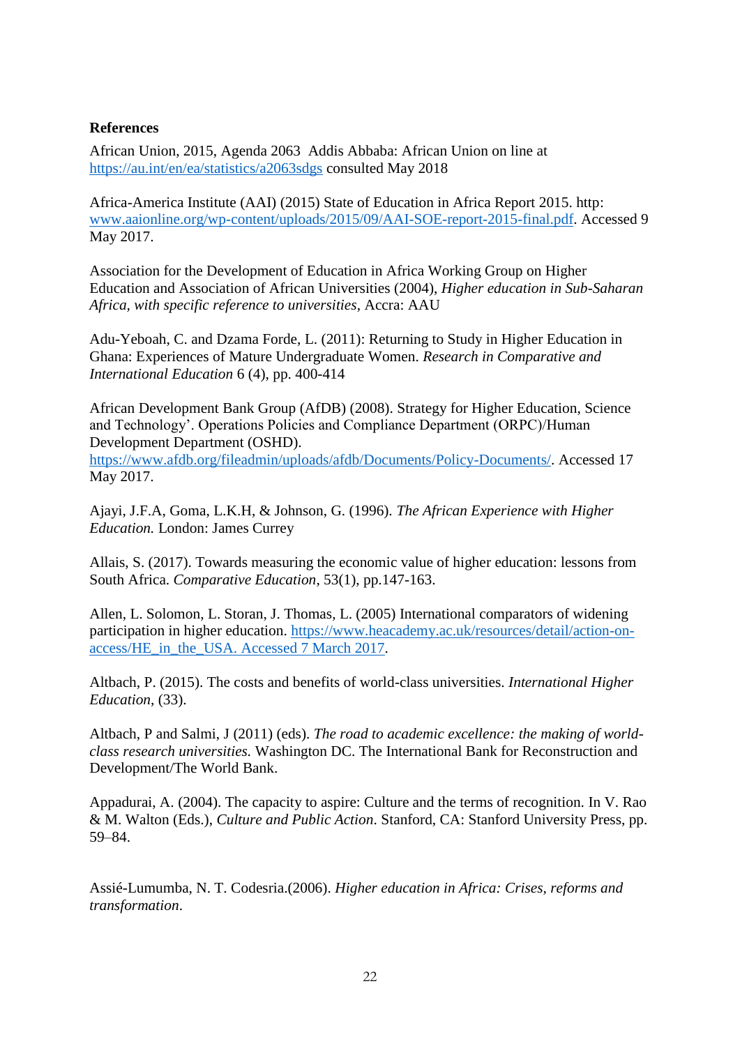**References**

African Union, 2015, Agenda 2063 Addis Abbaba: African Union on line at https://au.int/en/ea/statistics/a2063sdgs consulted May 2018

Africa-America Institute (AAI) (2015) State of Education in Africa Report 2015. http: www.aaionline.org/wp-content/uploads/2015/09/AAI-SOE-report-2015-final.pdf. Accessed 9 May 2017.

Association for the Development of Education in Africa Working Group on Higher Education and Association of African Universities (2004), *Higher education in Sub-Saharan Africa, with specific reference to universities*, Accra: AAU

Adu-Yeboah, C. and Dzama Forde, L. (2011): Returning to Study in Higher Education in Ghana: Experiences of Mature Undergraduate Women. *Research in Comparative and International Education* 6 (4), pp. 400-414

African Development Bank Group (AfDB) (2008). Strategy for Higher Education, Science and Technology'. Operations Policies and Compliance Department (ORPC)/Human Development Department (OSHD). https://www.afdb.org/fileadmin/uploads/afdb/Documents/Policy-Documents/. Accessed 17 May 2017.

Ajayi, J.F.A, Goma, L.K.H, & Johnson, G. (1996). *The African Experience with Higher Education.* London: James Currey

Allais, S. (2017). Towards measuring the economic value of higher education: lessons from South Africa. *Comparative Education*, 53(1), pp.147-163.

Allen, L. Solomon, L. Storan, J. Thomas, L. (2005) International comparators of widening participation in higher education. https://www.heacademy.ac.uk/resources/detail/action-on-access/HE_in_the_USA. Accessed 7 March 2017.

Altbach, P. (2015). The costs and benefits of world-class universities. *International Higher Education*, (33).

Altbach, P and Salmi, J (2011) (eds). *The road to academic excellence: the making of world-class research universities.* Washington DC. The International Bank for Reconstruction and Development/The World Bank.

Appadurai, A. (2004). The capacity to aspire: Culture and the terms of recognition. In V. Rao & M. Walton (Eds.), *Culture and Public Action*. Stanford, CA: Stanford University Press, pp. 59–84.

Assié-Lumumba, N. T. Codesria.(2006). *Higher education in Africa: Crises, reforms and transformation*.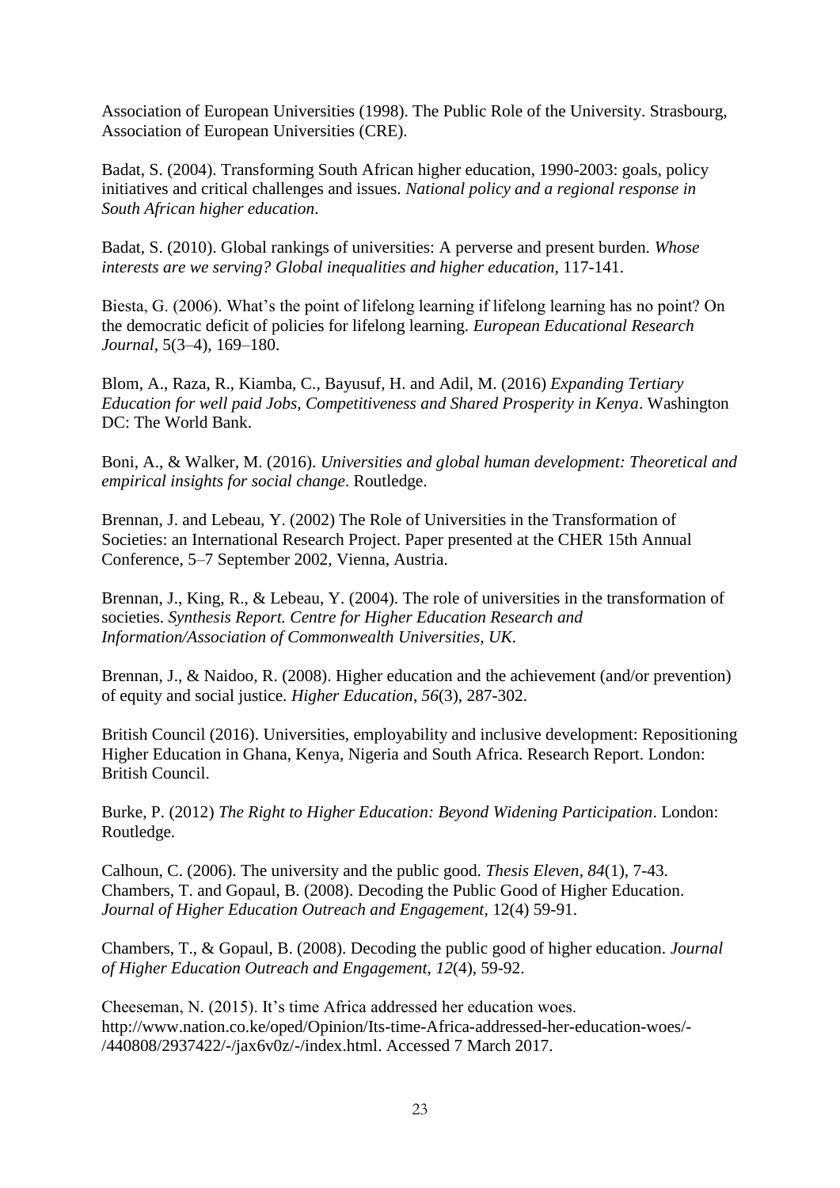Association of European Universities (1998). The Public Role of the University. Strasbourg, Association of European Universities (CRE).

Badat, S. (2004). Transforming South African higher education, 1990-2003: goals, policy initiatives and critical challenges and issues. *National policy and a regional response in South African higher education*.

Badat, S. (2010). Global rankings of universities: A perverse and present burden. *Whose interests are we serving? Global inequalities and higher education*, 117-141.

Biesta, G. (2006). What's the point of lifelong learning if lifelong learning has no point? On the democratic deficit of policies for lifelong learning. *European Educational Research Journal*, 5(3–4), 169–180.

Blom, A., Raza, R., Kiamba, C., Bayusuf, H. and Adil, M. (2016) *Expanding Tertiary Education for well paid Jobs, Competitiveness and Shared Prosperity in Kenya*. Washington DC: The World Bank.

Boni, A., & Walker, M. (2016). *Universities and global human development: Theoretical and empirical insights for social change*. Routledge.

Brennan, J. and Lebeau, Y. (2002) The Role of Universities in the Transformation of Societies: an International Research Project. Paper presented at the CHER 15th Annual Conference, 5–7 September 2002, Vienna, Austria.

Brennan, J., King, R., & Lebeau, Y. (2004). The role of universities in the transformation of societies. *Synthesis Report. Centre for Higher Education Research and Information/Association of Commonwealth Universities, UK*.

Brennan, J., & Naidoo, R. (2008). Higher education and the achievement (and/or prevention) of equity and social justice. *Higher Education*, *56*(3), 287-302.

British Council (2016). Universities, employability and inclusive development: Repositioning Higher Education in Ghana, Kenya, Nigeria and South Africa. Research Report. London: British Council.

Burke, P. (2012) *The Right to Higher Education: Beyond Widening Participation*. London: Routledge.

Calhoun, C. (2006). The university and the public good. *Thesis Eleven*, *84*(1), 7-43.
Chambers, T. and Gopaul, B. (2008). Decoding the Public Good of Higher Education. *Journal of Higher Education Outreach and Engagement*, 12(4) 59-91.

Chambers, T., & Gopaul, B. (2008). Decoding the public good of higher education. *Journal of Higher Education Outreach and Engagement*, *12*(4), 59-92.

Cheeseman, N. (2015). It's time Africa addressed her education woes. http://www.nation.co.ke/oped/Opinion/Its-time-Africa-addressed-her-education-woes/-/440808/2937422/-/jax6v0z/-/index.html. Accessed 7 March 2017.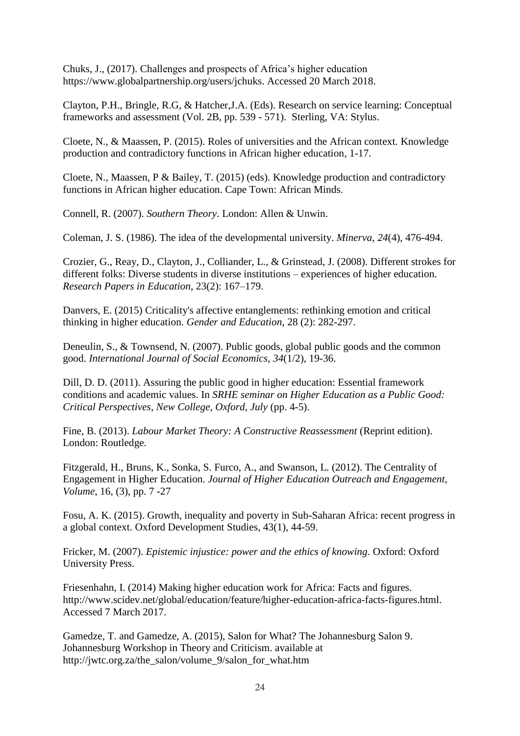Chuks, J., (2017). Challenges and prospects of Africa's higher education https://www.globalpartnership.org/users/jchuks. Accessed 20 March 2018.

Clayton, P.H., Bringle, R.G, & Hatcher,J.A. (Eds). Research on service learning: Conceptual frameworks and assessment (Vol. 2B, pp. 539 - 571). Sterling, VA: Stylus.

Cloete, N., & Maassen, P. (2015). Roles of universities and the African context. Knowledge production and contradictory functions in African higher education, 1-17.

Cloete, N., Maassen, P & Bailey, T. (2015) (eds). Knowledge production and contradictory functions in African higher education. Cape Town: African Minds.

Connell, R. (2007). *Southern Theory*. London: Allen & Unwin.

Coleman, J. S. (1986). The idea of the developmental university. *Minerva*, *24*(4), 476-494.

Crozier, G., Reay, D., Clayton, J., Colliander, L., & Grinstead, J. (2008). Different strokes for different folks: Diverse students in diverse institutions – experiences of higher education. *Research Papers in Education*, 23(2): 167–179.

Danvers, E. (2015) Criticality's affective entanglements: rethinking emotion and critical thinking in higher education. *Gender and Education*, 28 (2): 282-297.

Deneulin, S., & Townsend, N. (2007). Public goods, global public goods and the common good. *International Journal of Social Economics*, *34*(1/2), 19-36.

Dill, D. D. (2011). Assuring the public good in higher education: Essential framework conditions and academic values. In *SRHE seminar on Higher Education as a Public Good: Critical Perspectives, New College, Oxford, July* (pp. 4-5).

Fine, B. (2013). *Labour Market Theory: A Constructive Reassessment* (Reprint edition). London: Routledge.

Fitzgerald, H., Bruns, K., Sonka, S. Furco, A., and Swanson, L. (2012). The Centrality of Engagement in Higher Education. *Journal of Higher Education Outreach and Engagement, Volume*, 16, (3), pp. 7 -27

Fosu, A. K. (2015). Growth, inequality and poverty in Sub-Saharan Africa: recent progress in a global context. Oxford Development Studies, 43(1), 44-59.

Fricker, M. (2007). *Epistemic injustice: power and the ethics of knowing*. Oxford: Oxford University Press.

Friesenhahn, I. (2014) Making higher education work for Africa: Facts and figures. http://www.scidev.net/global/education/feature/higher-education-africa-facts-figures.html. Accessed 7 March 2017.

Gamedze, T. and Gamedze, A. (2015), Salon for What? The Johannesburg Salon 9. Johannesburg Workshop in Theory and Criticism. available at http://jwtc.org.za/the_salon/volume_9/salon_for_what.htm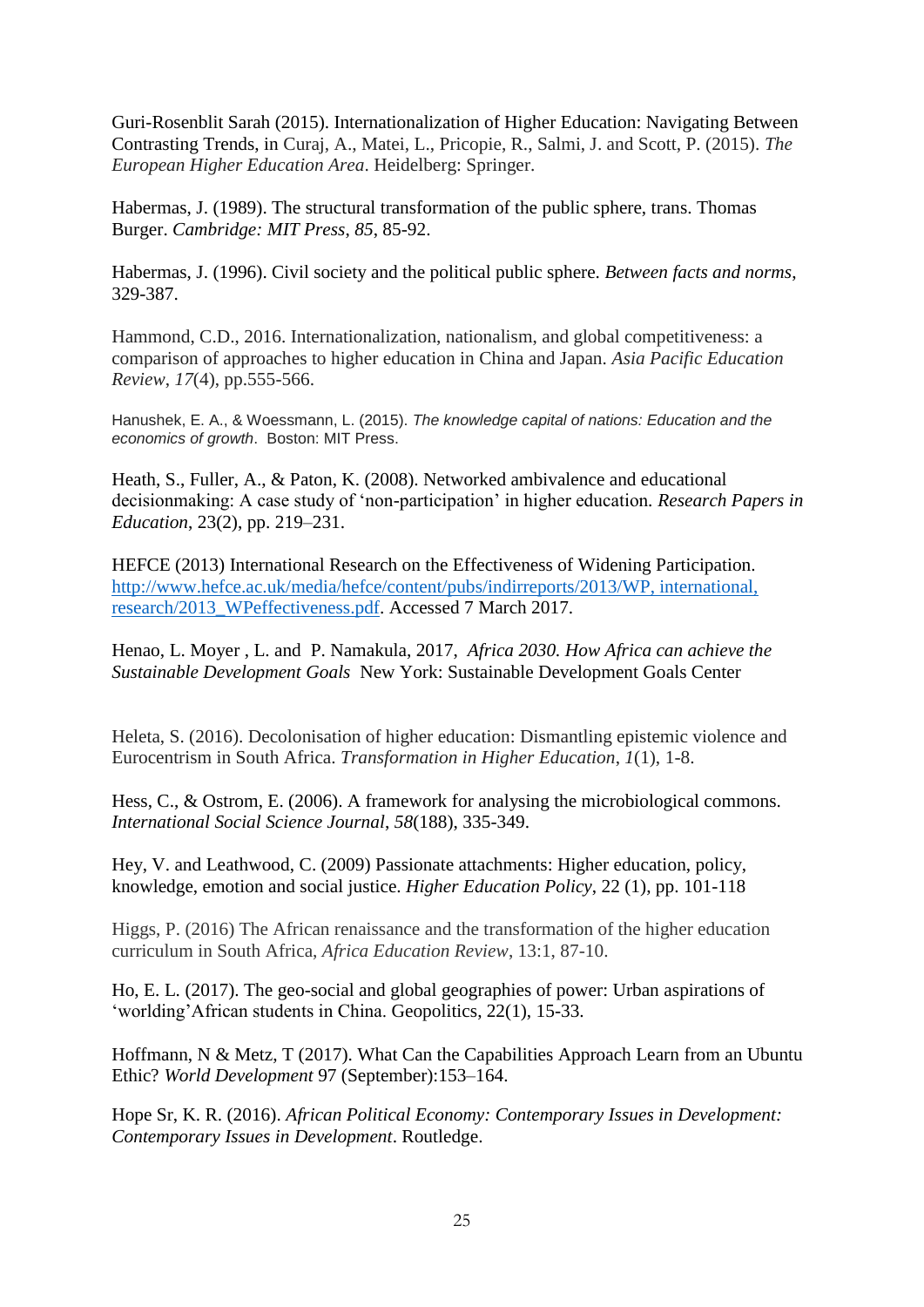Guri-Rosenblit Sarah (2015). Internationalization of Higher Education: Navigating Between Contrasting Trends, in Curaj, A., Matei, L., Pricopie, R., Salmi, J. and Scott, P. (2015). *The European Higher Education Area*. Heidelberg: Springer.

Habermas, J. (1989). The structural transformation of the public sphere, trans. Thomas Burger. *Cambridge: MIT Press*, *85*, 85-92.

Habermas, J. (1996). Civil society and the political public sphere. *Between facts and norms*, 329-387.

Hammond, C.D., 2016. Internationalization, nationalism, and global competitiveness: a comparison of approaches to higher education in China and Japan. *Asia Pacific Education Review*, *17*(4), pp.555-566.

Hanushek, E. A., & Woessmann, L. (2015). *The knowledge capital of nations: Education and the economics of growth*. Boston: MIT Press.

Heath, S., Fuller, A., & Paton, K. (2008). Networked ambivalence and educational decisionmaking: A case study of 'non-participation' in higher education. *Research Papers in Education*, 23(2), pp. 219–231.

HEFCE (2013) International Research on the Effectiveness of Widening Participation. [http://www.hefce.ac.uk/media/hefce/content/pubs/indirreports/2013/WP, international, research/2013_WPeffectiveness.pdf](http://www.hefce.ac.uk/media/hefce/content/pubs/indirreports/2013/WP,%20international,%20research/2013_WPeffectiveness.pdf). Accessed 7 March 2017.

Henao, L. Moyer , L. and P. Namakula, 2017, *Africa 2030. How Africa can achieve the Sustainable Development Goals* New York: Sustainable Development Goals Center

Heleta, S. (2016). Decolonisation of higher education: Dismantling epistemic violence and Eurocentrism in South Africa. *Transformation in Higher Education*, *1*(1), 1-8.

Hess, C., & Ostrom, E. (2006). A framework for analysing the microbiological commons. *International Social Science Journal*, *58*(188), 335-349.

Hey, V. and Leathwood, C. (2009) Passionate attachments: Higher education, policy, knowledge, emotion and social justice. *Higher Education Policy*, 22 (1), pp. 101-118

Higgs, P. (2016) The African renaissance and the transformation of the higher education curriculum in South Africa, *Africa Education Review*, 13:1, 87-10.

Ho, E. L. (2017). The geo-social and global geographies of power: Urban aspirations of 'worlding'African students in China. Geopolitics, 22(1), 15-33.

Hoffmann, N & Metz, T (2017). What Can the Capabilities Approach Learn from an Ubuntu Ethic? *World Development* 97 (September):153–164.

Hope Sr, K. R. (2016). *African Political Economy: Contemporary Issues in Development: Contemporary Issues in Development*. Routledge.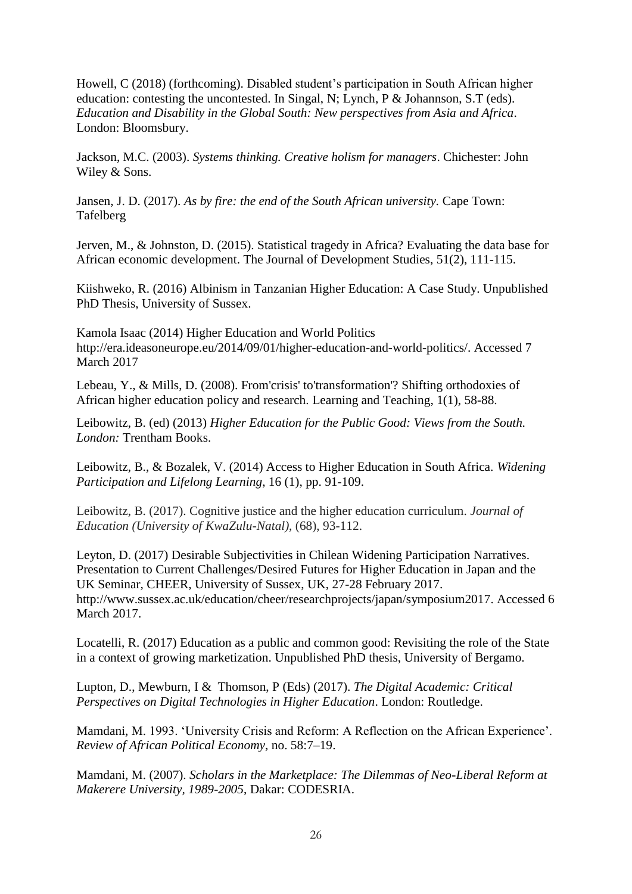Howell, C (2018) (forthcoming). Disabled student's participation in South African higher education: contesting the uncontested. In Singal, N; Lynch, P & Johannson, S.T (eds). *Education and Disability in the Global South: New perspectives from Asia and Africa*. London: Bloomsbury.

Jackson, M.C. (2003). *Systems thinking. Creative holism for managers*. Chichester: John Wiley & Sons.

Jansen, J. D. (2017). *As by fire: the end of the South African university.* Cape Town: Tafelberg

Jerven, M., & Johnston, D. (2015). Statistical tragedy in Africa? Evaluating the data base for African economic development. The Journal of Development Studies, 51(2), 111-115.

Kiishweko, R. (2016) Albinism in Tanzanian Higher Education: A Case Study. Unpublished PhD Thesis, University of Sussex.

Kamola Isaac (2014) Higher Education and World Politics http://era.ideasoneurope.eu/2014/09/01/higher-education-and-world-politics/. Accessed 7 March 2017

Lebeau, Y., & Mills, D. (2008). From'crisis' to'transformation'? Shifting orthodoxies of African higher education policy and research. Learning and Teaching, 1(1), 58-88.

Leibowitz, B. (ed) (2013) *Higher Education for the Public Good: Views from the South. London:* Trentham Books.

Leibowitz, B., & Bozalek, V. (2014) Access to Higher Education in South Africa. *Widening Participation and Lifelong Learning*, 16 (1), pp. 91-109.

Leibowitz, B. (2017). Cognitive justice and the higher education curriculum. *Journal of Education (University of KwaZulu-Natal)*, (68), 93-112.

Leyton, D. (2017) Desirable Subjectivities in Chilean Widening Participation Narratives. Presentation to Current Challenges/Desired Futures for Higher Education in Japan and the UK Seminar, CHEER, University of Sussex, UK, 27-28 February 2017. http://www.sussex.ac.uk/education/cheer/researchprojects/japan/symposium2017. Accessed 6 March 2017.

Locatelli, R. (2017) Education as a public and common good: Revisiting the role of the State in a context of growing marketization. Unpublished PhD thesis, University of Bergamo.

Lupton, D., Mewburn, I & Thomson, P (Eds) (2017). *The Digital Academic: Critical Perspectives on Digital Technologies in Higher Education*. London: Routledge.

Mamdani, M. 1993. 'University Crisis and Reform: A Reflection on the African Experience'. *Review of African Political Economy*, no. 58:7–19.

Mamdani, M. (2007). *Scholars in the Marketplace: The Dilemmas of Neo-Liberal Reform at Makerere University, 1989-2005*, Dakar: CODESRIA.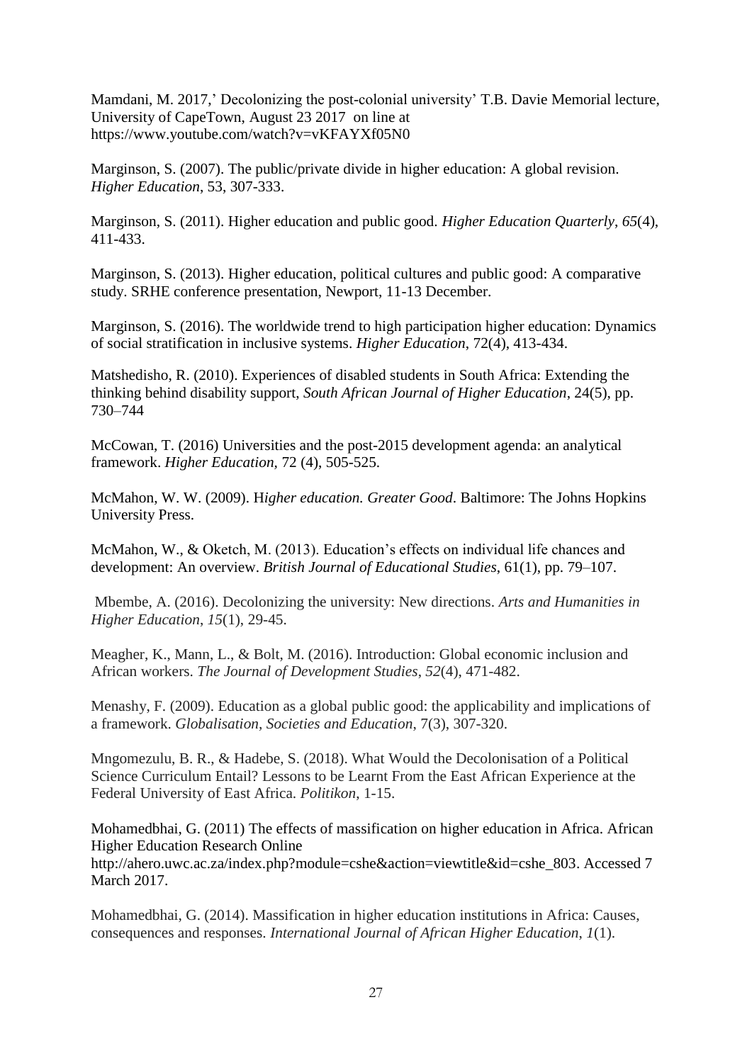Mamdani, M. 2017,' Decolonizing the post-colonial university' T.B. Davie Memorial lecture, University of CapeTown, August 23 2017 on line at https://www.youtube.com/watch?v=vKFAYXf05N0

Marginson, S. (2007). The public/private divide in higher education: A global revision. *Higher Education*, 53, 307-333.

Marginson, S. (2011). Higher education and public good. *Higher Education Quarterly*, *65*(4), 411-433.

Marginson, S. (2013). Higher education, political cultures and public good: A comparative study. SRHE conference presentation, Newport, 11-13 December.

Marginson, S. (2016). The worldwide trend to high participation higher education: Dynamics of social stratification in inclusive systems. *Higher Education*, 72(4), 413-434.

Matshedisho, R. (2010). Experiences of disabled students in South Africa: Extending the thinking behind disability support, *South African Journal of Higher Education*, 24(5), pp. 730–744

McCowan, T. (2016) Universities and the post-2015 development agenda: an analytical framework. *Higher Education,* 72 (4), 505-525.

McMahon, W. W. (2009). H*igher education. Greater Good*. Baltimore: The Johns Hopkins University Press.

McMahon, W., & Oketch, M. (2013). Education's effects on individual life chances and development: An overview. *British Journal of Educational Studies*, 61(1), pp. 79–107.

Mbembe, A. (2016). Decolonizing the university: New directions. *Arts and Humanities in Higher Education*, *15*(1), 29-45.

Meagher, K., Mann, L., & Bolt, M. (2016). Introduction: Global economic inclusion and African workers. *The Journal of Development Studies*, *52*(4), 471-482.

Menashy, F. (2009). Education as a global public good: the applicability and implications of a framework. *Globalisation, Societies and Education*, 7(3), 307-320.

Mngomezulu, B. R., & Hadebe, S. (2018). What Would the Decolonisation of a Political Science Curriculum Entail? Lessons to be Learnt From the East African Experience at the Federal University of East Africa. *Politikon*, 1-15.

Mohamedbhai, G. (2011) The effects of massification on higher education in Africa. African Higher Education Research Online http://ahero.uwc.ac.za/index.php?module=cshe&action=viewtitle&id=cshe_803. Accessed 7 March 2017.

Mohamedbhai, G. (2014). Massification in higher education institutions in Africa: Causes, consequences and responses. *International Journal of African Higher Education*, *1*(1).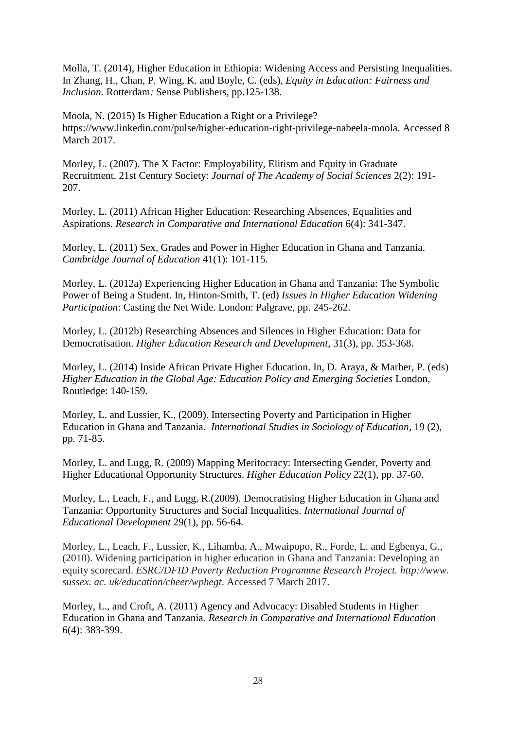Molla, T. (2014), Higher Education in Ethiopia: Widening Access and Persisting Inequalities. In Zhang, H., Chan, P. Wing, K. and Boyle, C. (eds), *Equity in Education: Fairness and Inclusion.* Rotterdam*:* Sense Publishers, pp.125-138.

Moola, N. (2015) Is Higher Education a Right or a Privilege? https://www.linkedin.com/pulse/higher-education-right-privilege-nabeela-moola. Accessed 8 March 2017.

Morley, L. (2007). The X Factor: Employability, Elitism and Equity in Graduate Recruitment. 21st Century Society: *Journal of The Academy of Social Sciences* 2(2): 191-207.

Morley, L. (2011) African Higher Education: Researching Absences, Equalities and Aspirations. *Research in Comparative and International Education* 6(4): 341-347.

Morley, L. (2011) Sex, Grades and Power in Higher Education in Ghana and Tanzania. *Cambridge Journal of Education* 41(1): 101-115.

Morley, L. (2012a) Experiencing Higher Education in Ghana and Tanzania: The Symbolic Power of Being a Student. In, Hinton-Smith, T. (ed) *Issues in Higher Education Widening Participation*: Casting the Net Wide. London: Palgrave, pp. 245-262.

Morley, L. (2012b) Researching Absences and Silences in Higher Education: Data for Democratisation. *Higher Education Research and Development*, 31(3), pp. 353-368.

Morley, L. (2014) Inside African Private Higher Education. In, D. Araya, & Marber, P. (eds) *Higher Education in the Global Age: Education Policy and Emerging Societies* London, Routledge: 140-159.

Morley, L. and Lussier, K., (2009). Intersecting Poverty and Participation in Higher Education in Ghana and Tanzania. *International Studies in Sociology of Education*, 19 (2), pp. 71-85.

Morley, L. and Lugg, R. (2009) Mapping Meritocracy: Intersecting Gender, Poverty and Higher Educational Opportunity Structures. *Higher Education Policy* 22(1), pp. 37-60.

Morley, L., Leach, F., and Lugg, R.(2009). Democratising Higher Education in Ghana and Tanzania: Opportunity Structures and Social Inequalities. *International Journal of Educational Development* 29(1), pp. 56-64.

Morley, L., Leach, F., Lussier, K., Lihamba, A., Mwaipopo, R., Forde, L. and Egbenya, G., (2010). Widening participation in higher education in Ghana and Tanzania: Developing an equity scorecard. *ESRC/DFID Poverty Reduction Programme Research Project. http://www. sussex. ac. uk/education/cheer/wphegt*. Accessed 7 March 2017.

Morley, L., and Croft, A. (2011) Agency and Advocacy: Disabled Students in Higher Education in Ghana and Tanzania. *Research in Comparative and International Education* 6(4): 383-399.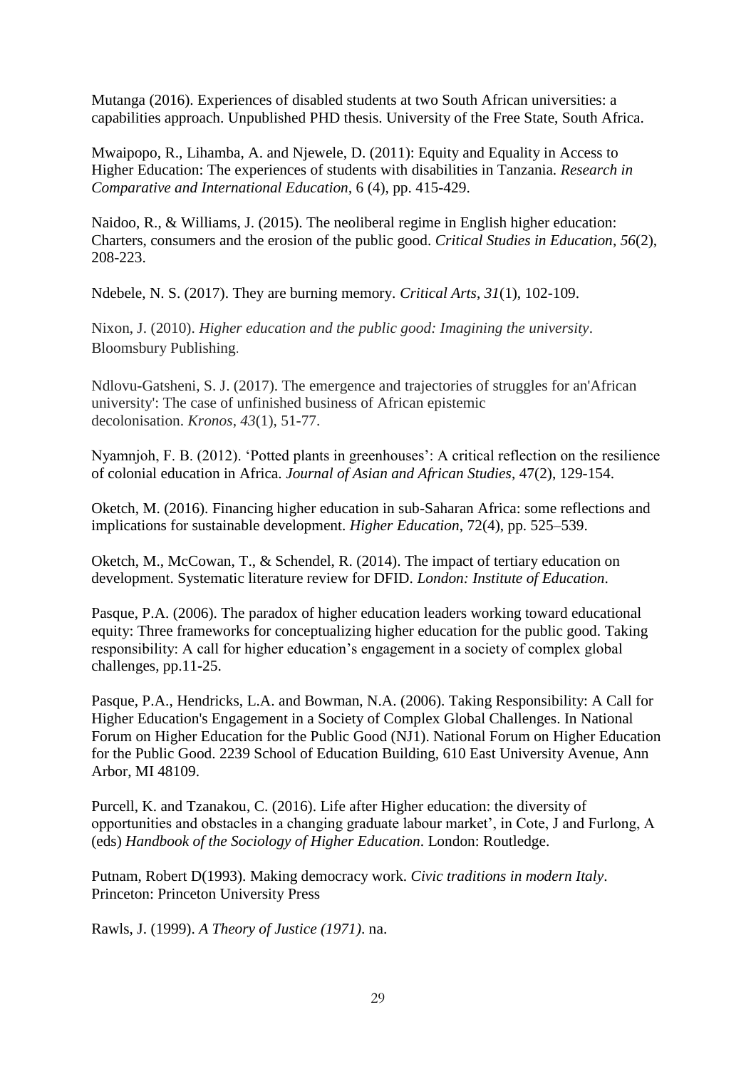Mutanga (2016). Experiences of disabled students at two South African universities: a capabilities approach. Unpublished PHD thesis. University of the Free State, South Africa.

Mwaipopo, R., Lihamba, A. and Njewele, D. (2011): Equity and Equality in Access to Higher Education: The experiences of students with disabilities in Tanzania. *Research in Comparative and International Education*, 6 (4), pp. 415-429.

Naidoo, R., & Williams, J. (2015). The neoliberal regime in English higher education: Charters, consumers and the erosion of the public good. *Critical Studies in Education*, *56*(2), 208-223.

Ndebele, N. S. (2017). They are burning memory. *Critical Arts*, *31*(1), 102-109.

Nixon, J. (2010). *Higher education and the public good: Imagining the university*. Bloomsbury Publishing.

Ndlovu-Gatsheni, S. J. (2017). The emergence and trajectories of struggles for an'African university': The case of unfinished business of African epistemic decolonisation. *Kronos*, *43*(1), 51-77.

Nyamnjoh, F. B. (2012). 'Potted plants in greenhouses': A critical reflection on the resilience of colonial education in Africa. *Journal of Asian and African Studies*, 47(2), 129-154.

Oketch, M. (2016). Financing higher education in sub-Saharan Africa: some reflections and implications for sustainable development. *Higher Education*, 72(4), pp. 525–539.

Oketch, M., McCowan, T., & Schendel, R. (2014). The impact of tertiary education on development. Systematic literature review for DFID. *London: Institute of Education*.

Pasque, P.A. (2006). The paradox of higher education leaders working toward educational equity: Three frameworks for conceptualizing higher education for the public good. Taking responsibility: A call for higher education's engagement in a society of complex global challenges, pp.11-25.

Pasque, P.A., Hendricks, L.A. and Bowman, N.A. (2006). Taking Responsibility: A Call for Higher Education's Engagement in a Society of Complex Global Challenges. In National Forum on Higher Education for the Public Good (NJ1). National Forum on Higher Education for the Public Good. 2239 School of Education Building, 610 East University Avenue, Ann Arbor, MI 48109.

Purcell, K. and Tzanakou, C. (2016). Life after Higher education: the diversity of opportunities and obstacles in a changing graduate labour market', in Cote, J and Furlong, A (eds) *Handbook of the Sociology of Higher Education*. London: Routledge.

Putnam, Robert D(1993). Making democracy work. *Civic traditions in modern Italy*. Princeton: Princeton University Press

Rawls, J. (1999). *A Theory of Justice (1971)*. na.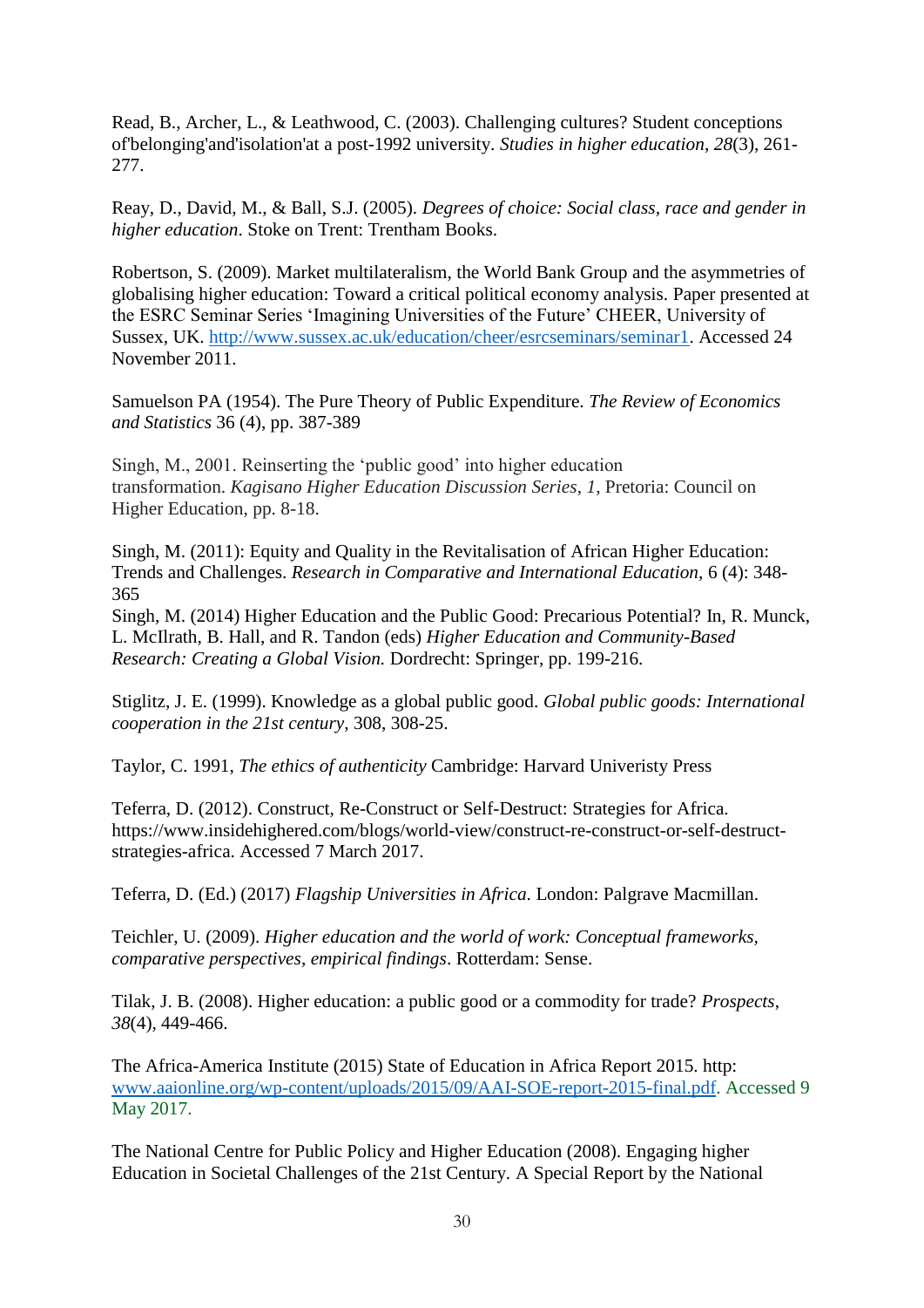Read, B., Archer, L., & Leathwood, C. (2003). Challenging cultures? Student conceptions of'belonging'and'isolation'at a post-1992 university. *Studies in higher education*, *28*(3), 261-277.

Reay, D., David, M., & Ball, S.J. (2005). *Degrees of choice: Social class, race and gender in higher education*. Stoke on Trent: Trentham Books.

Robertson, S. (2009). Market multilateralism, the World Bank Group and the asymmetries of globalising higher education: Toward a critical political economy analysis. Paper presented at the ESRC Seminar Series 'Imagining Universities of the Future' CHEER, University of Sussex, UK. http://www.sussex.ac.uk/education/cheer/esrcseminars/seminar1. Accessed 24 November 2011.

Samuelson PA (1954). The Pure Theory of Public Expenditure. *The Review of Economics and Statistics* 36 (4), pp. 387-389

Singh, M., 2001. Reinserting the 'public good' into higher education transformation. *Kagisano Higher Education Discussion Series*, *1*, Pretoria: Council on Higher Education, pp. 8-18.

Singh, M. (2011): Equity and Quality in the Revitalisation of African Higher Education: Trends and Challenges. *Research in Comparative and International Education,* 6 (4): 348-365

Singh, M. (2014) Higher Education and the Public Good: Precarious Potential? In, R. Munck, L. McIlrath, B. Hall, and R. Tandon (eds) *Higher Education and Community-Based Research: Creating a Global Vision.* Dordrecht: Springer, pp. 199-216.

Stiglitz, J. E. (1999). Knowledge as a global public good. *Global public goods: International cooperation in the 21st century*, 308, 308-25.

Taylor, C. 1991, *The ethics of authenticity* Cambridge: Harvard Univeristy Press

Teferra, D. (2012). Construct, Re-Construct or Self-Destruct: Strategies for Africa. https://www.insidehighered.com/blogs/world-view/construct-re-construct-or-self-destruct-strategies-africa. Accessed 7 March 2017.

Teferra, D. (Ed.) (2017) *Flagship Universities in Africa.* London: Palgrave Macmillan.

Teichler, U. (2009). *Higher education and the world of work: Conceptual frameworks, comparative perspectives, empirical findings*. Rotterdam: Sense.

Tilak, J. B. (2008). Higher education: a public good or a commodity for trade? *Prospects*, *38*(4), 449-466.

The Africa-America Institute (2015) State of Education in Africa Report 2015. http: www.aaionline.org/wp-content/uploads/2015/09/AAI-SOE-report-2015-final.pdf. Accessed 9 May 2017.

The National Centre for Public Policy and Higher Education (2008). Engaging higher Education in Societal Challenges of the 21st Century. A Special Report by the National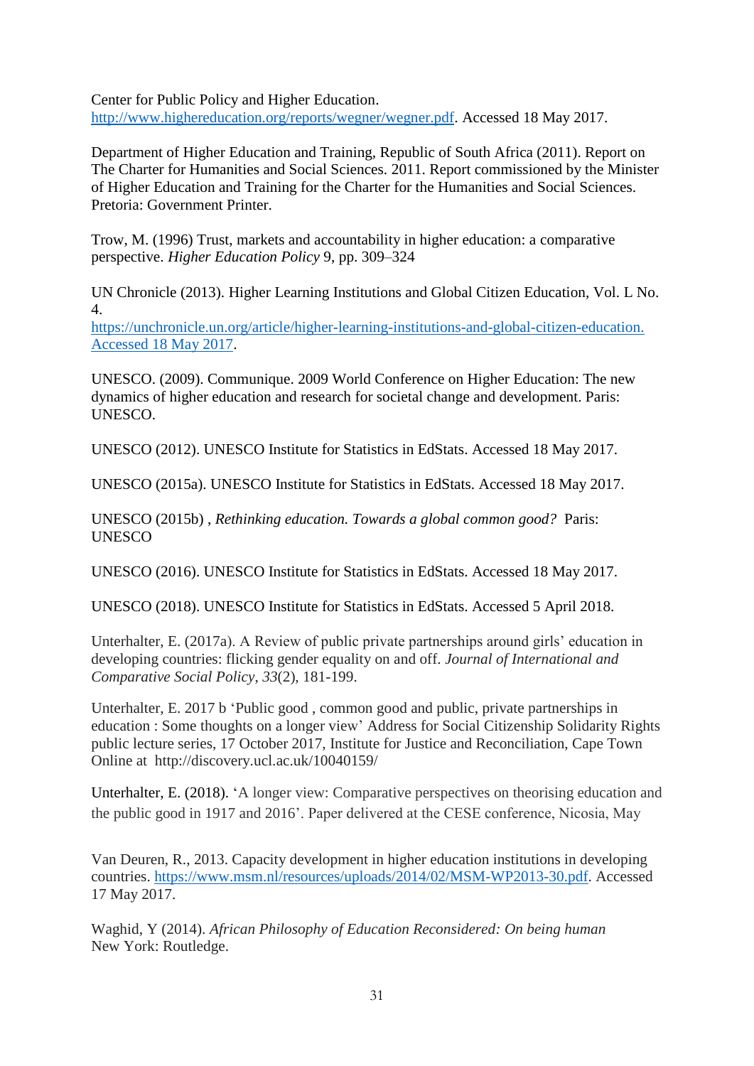Center for Public Policy and Higher Education. http://www.highereducation.org/reports/wegner/wegner.pdf. Accessed 18 May 2017.

Department of Higher Education and Training, Republic of South Africa (2011). Report on The Charter for Humanities and Social Sciences. 2011. Report commissioned by the Minister of Higher Education and Training for the Charter for the Humanities and Social Sciences. Pretoria: Government Printer.

Trow, M. (1996) Trust, markets and accountability in higher education: a comparative perspective. *Higher Education Policy* 9, pp. 309–324

UN Chronicle (2013). Higher Learning Institutions and Global Citizen Education, Vol. L No. 4. https://unchronicle.un.org/article/higher-learning-institutions-and-global-citizen-education. Accessed 18 May 2017.

UNESCO. (2009). Communique. 2009 World Conference on Higher Education: The new dynamics of higher education and research for societal change and development. Paris: UNESCO.

UNESCO (2012). UNESCO Institute for Statistics in EdStats. Accessed 18 May 2017.

UNESCO (2015a). UNESCO Institute for Statistics in EdStats. Accessed 18 May 2017.

UNESCO (2015b) , *Rethinking education. Towards a global common good?* Paris: UNESCO

UNESCO (2016). UNESCO Institute for Statistics in EdStats. Accessed 18 May 2017.

UNESCO (2018). UNESCO Institute for Statistics in EdStats. Accessed 5 April 2018.

Unterhalter, E. (2017a). A Review of public private partnerships around girls' education in developing countries: flicking gender equality on and off. *Journal of International and Comparative Social Policy*, *33*(2), 181-199.

Unterhalter, E. 2017 b 'Public good , common good and public, private partnerships in education : Some thoughts on a longer view' Address for Social Citizenship Solidarity Rights public lecture series, 17 October 2017, Institute for Justice and Reconciliation, Cape Town Online at http://discovery.ucl.ac.uk/10040159/

Unterhalter, E. (2018). 'A longer view: Comparative perspectives on theorising education and the public good in 1917 and 2016'. Paper delivered at the CESE conference, Nicosia, May

Van Deuren, R., 2013. Capacity development in higher education institutions in developing countries. https://www.msm.nl/resources/uploads/2014/02/MSM-WP2013-30.pdf. Accessed 17 May 2017.

Waghid, Y (2014). *African Philosophy of Education Reconsidered: On being human* New York: Routledge.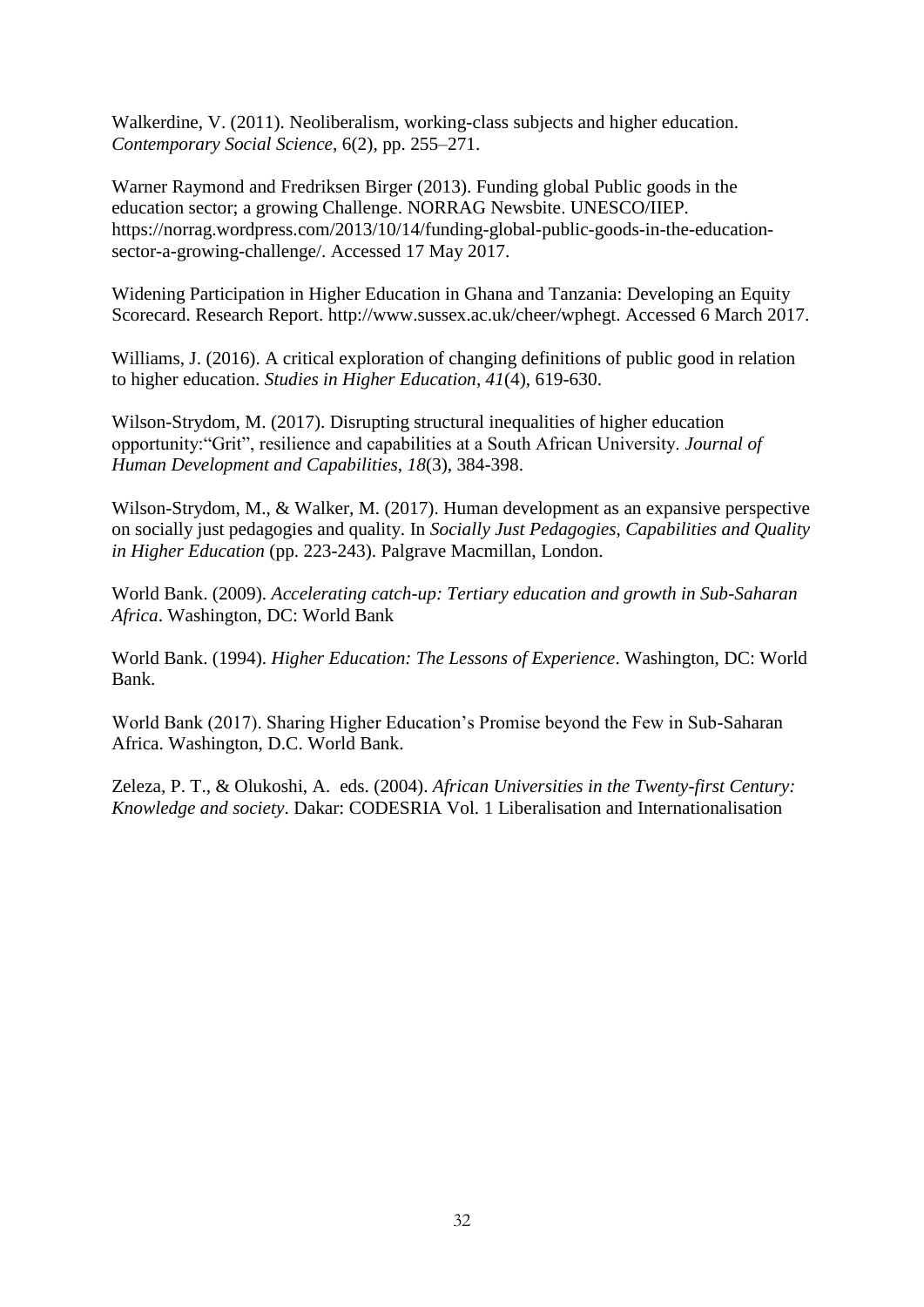Walkerdine, V. (2011). Neoliberalism, working-class subjects and higher education. *Contemporary Social Science*, 6(2), pp. 255–271.

Warner Raymond and Fredriksen Birger (2013). Funding global Public goods in the education sector; a growing Challenge. NORRAG Newsbite. UNESCO/IIEP. https://norrag.wordpress.com/2013/10/14/funding-global-public-goods-in-the-education-sector-a-growing-challenge/. Accessed 17 May 2017.

Widening Participation in Higher Education in Ghana and Tanzania: Developing an Equity Scorecard. Research Report. http://www.sussex.ac.uk/cheer/wphegt. Accessed 6 March 2017.

Williams, J. (2016). A critical exploration of changing definitions of public good in relation to higher education. *Studies in Higher Education*, *41*(4), 619-630.

Wilson-Strydom, M. (2017). Disrupting structural inequalities of higher education opportunity:"Grit", resilience and capabilities at a South African University. *Journal of Human Development and Capabilities*, *18*(3), 384-398.

Wilson-Strydom, M., & Walker, M. (2017). Human development as an expansive perspective on socially just pedagogies and quality. In *Socially Just Pedagogies, Capabilities and Quality in Higher Education* (pp. 223-243). Palgrave Macmillan, London.

World Bank. (2009). *Accelerating catch-up: Tertiary education and growth in Sub-Saharan Africa*. Washington, DC: World Bank

World Bank. (1994). *Higher Education: The Lessons of Experience*. Washington, DC: World Bank.

World Bank (2017). Sharing Higher Education's Promise beyond the Few in Sub-Saharan Africa. Washington, D.C. World Bank.

Zeleza, P. T., & Olukoshi, A. eds. (2004). *African Universities in the Twenty-first Century: Knowledge and society*. Dakar: CODESRIA Vol. 1 Liberalisation and Internationalisation